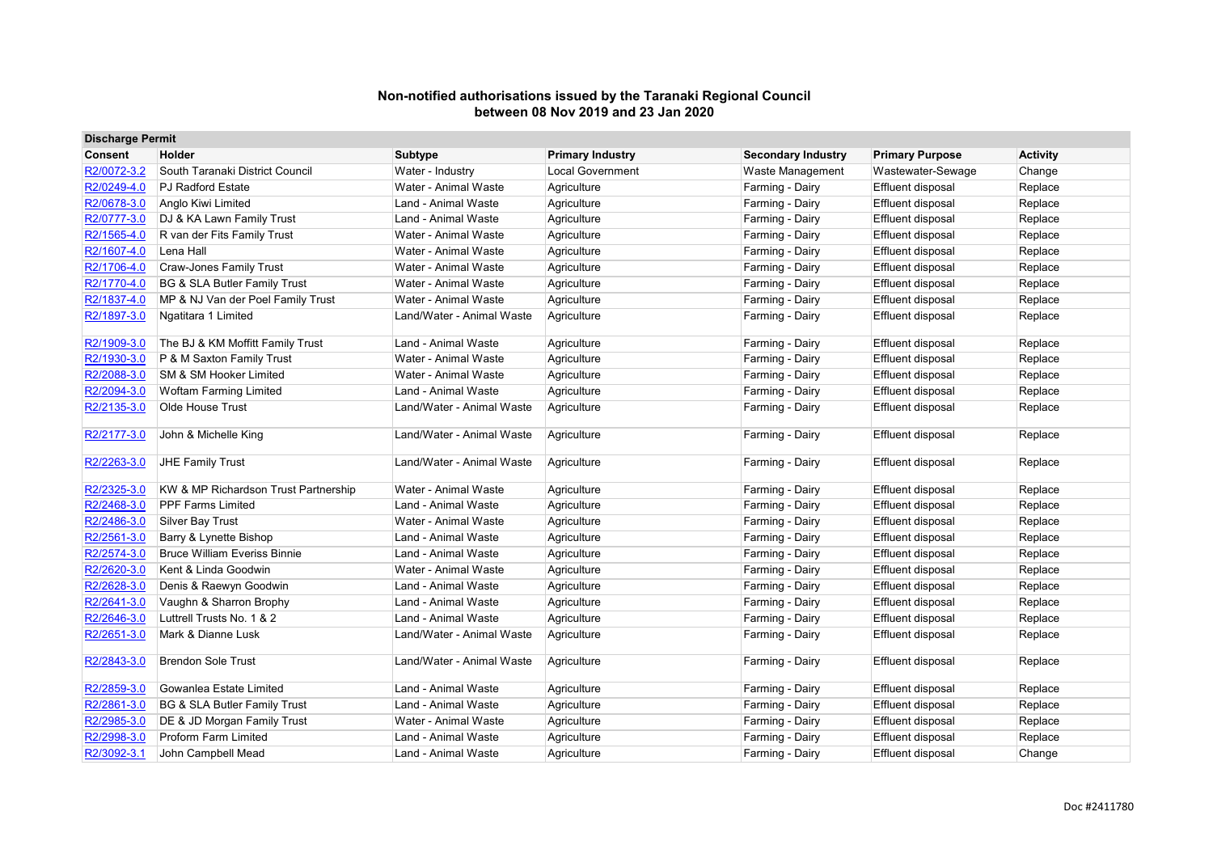# Non-notified authorisations issued by the Taranaki Regional Council between 08 Nov 2019 and 23 Jan 2020

| Discharge Permit | | | | | | |
|---|---|---|---|---|---|---|
| **Consent** | **Holder** | **Subtype** | **Primary Industry** | **Secondary Industry** | **Primary Purpose** | **Activity** |
| R2/0072-3.2 | South Taranaki District Council | Water - Industry | Local Government | Waste Management | Wastewater-Sewage | Change |
| R2/0249-4.0 | PJ Radford Estate | Water - Animal Waste | Agriculture | Farming - Dairy | Effluent disposal | Replace |
| R2/0678-3.0 | Anglo Kiwi Limited | Land - Animal Waste | Agriculture | Farming - Dairy | Effluent disposal | Replace |
| R2/0777-3.0 | DJ & KA Lawn Family Trust | Land - Animal Waste | Agriculture | Farming - Dairy | Effluent disposal | Replace |
| R2/1565-4.0 | R van der Fits Family Trust | Water - Animal Waste | Agriculture | Farming - Dairy | Effluent disposal | Replace |
| R2/1607-4.0 | Lena Hall | Water - Animal Waste | Agriculture | Farming - Dairy | Effluent disposal | Replace |
| R2/1706-4.0 | Craw-Jones Family Trust | Water - Animal Waste | Agriculture | Farming - Dairy | Effluent disposal | Replace |
| R2/1770-4.0 | BG & SLA Butler Family Trust | Water - Animal Waste | Agriculture | Farming - Dairy | Effluent disposal | Replace |
| R2/1837-4.0 | MP & NJ Van der Poel Family Trust | Water - Animal Waste | Agriculture | Farming - Dairy | Effluent disposal | Replace |
| R2/1897-3.0 | Ngatitara 1 Limited | Land/Water - Animal Waste | Agriculture | Farming - Dairy | Effluent disposal | Replace |
| R2/1909-3.0 | The BJ & KM Moffitt Family Trust | Land - Animal Waste | Agriculture | Farming - Dairy | Effluent disposal | Replace |
| R2/1930-3.0 | P & M Saxton Family Trust | Water - Animal Waste | Agriculture | Farming - Dairy | Effluent disposal | Replace |
| R2/2088-3.0 | SM & SM Hooker Limited | Water - Animal Waste | Agriculture | Farming - Dairy | Effluent disposal | Replace |
| R2/2094-3.0 | Woftam Farming Limited | Land - Animal Waste | Agriculture | Farming - Dairy | Effluent disposal | Replace |
| R2/2135-3.0 | Olde House Trust | Land/Water - Animal Waste | Agriculture | Farming - Dairy | Effluent disposal | Replace |
| R2/2177-3.0 | John & Michelle King | Land/Water - Animal Waste | Agriculture | Farming - Dairy | Effluent disposal | Replace |
| R2/2263-3.0 | JHE Family Trust | Land/Water - Animal Waste | Agriculture | Farming - Dairy | Effluent disposal | Replace |
| R2/2325-3.0 | KW & MP Richardson Trust Partnership | Water - Animal Waste | Agriculture | Farming - Dairy | Effluent disposal | Replace |
| R2/2468-3.0 | PPF Farms Limited | Land - Animal Waste | Agriculture | Farming - Dairy | Effluent disposal | Replace |
| R2/2486-3.0 | Silver Bay Trust | Water - Animal Waste | Agriculture | Farming - Dairy | Effluent disposal | Replace |
| R2/2561-3.0 | Barry & Lynette Bishop | Land - Animal Waste | Agriculture | Farming - Dairy | Effluent disposal | Replace |
| R2/2574-3.0 | Bruce William Everiss Binnie | Land - Animal Waste | Agriculture | Farming - Dairy | Effluent disposal | Replace |
| R2/2620-3.0 | Kent & Linda Goodwin | Water - Animal Waste | Agriculture | Farming - Dairy | Effluent disposal | Replace |
| R2/2628-3.0 | Denis & Raewyn Goodwin | Land - Animal Waste | Agriculture | Farming - Dairy | Effluent disposal | Replace |
| R2/2641-3.0 | Vaughn & Sharron Brophy | Land - Animal Waste | Agriculture | Farming - Dairy | Effluent disposal | Replace |
| R2/2646-3.0 | Luttrell Trusts No. 1 & 2 | Land - Animal Waste | Agriculture | Farming - Dairy | Effluent disposal | Replace |
| R2/2651-3.0 | Mark & Dianne Lusk | Land/Water - Animal Waste | Agriculture | Farming - Dairy | Effluent disposal | Replace |
| R2/2843-3.0 | Brendon Sole Trust | Land/Water - Animal Waste | Agriculture | Farming - Dairy | Effluent disposal | Replace |
| R2/2859-3.0 | Gowanlea Estate Limited | Land - Animal Waste | Agriculture | Farming - Dairy | Effluent disposal | Replace |
| R2/2861-3.0 | BG & SLA Butler Family Trust | Land - Animal Waste | Agriculture | Farming - Dairy | Effluent disposal | Replace |
| R2/2985-3.0 | DE & JD Morgan Family Trust | Water - Animal Waste | Agriculture | Farming - Dairy | Effluent disposal | Replace |
| R2/2998-3.0 | Proform Farm Limited | Land - Animal Waste | Agriculture | Farming - Dairy | Effluent disposal | Replace |
| R2/3092-3.1 | John Campbell Mead | Land - Animal Waste | Agriculture | Farming - Dairy | Effluent disposal | Change |

Doc #2411780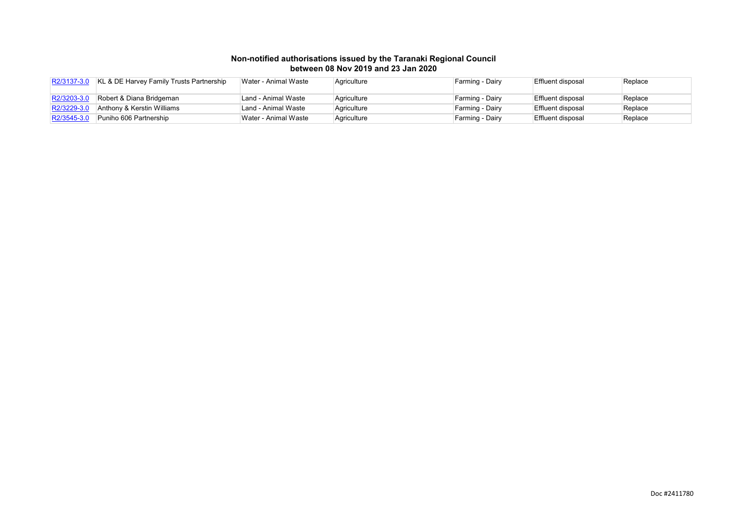**Non-notified authorisations issued by the Taranaki Regional Council between 08 Nov 2019 and 23 Jan 2020**

| | | | | | | |
|---|---|---|---|---|---|---|
| R2/3137-3.0 | KL & DE Harvey Family Trusts Partnership | Water - Animal Waste | Agriculture | Farming - Dairy | Effluent disposal | Replace |
| R2/3203-3.0 | Robert & Diana Bridgeman | Land - Animal Waste | Agriculture | Farming - Dairy | Effluent disposal | Replace |
| R2/3229-3.0 | Anthony & Kerstin Williams | Land - Animal Waste | Agriculture | Farming - Dairy | Effluent disposal | Replace |
| R2/3545-3.0 | Puniho 606 Partnership | Water - Animal Waste | Agriculture | Farming - Dairy | Effluent disposal | Replace |

Doc #2411780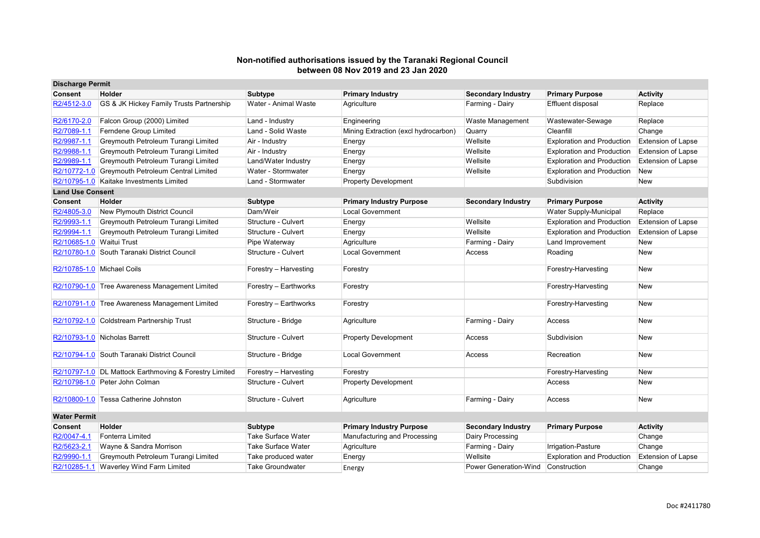## Non-notified authorisations issued by the Taranaki Regional Council between 08 Nov 2019 and 23 Jan 2020

| Discharge Permit | | | | | | |
|---|---|---|---|---|---|---|
| **Consent** | **Holder** | **Subtype** | **Primary Industry** | **Secondary Industry** | **Primary Purpose** | **Activity** |
| R2/4512-3.0 | GS & JK Hickey Family Trusts Partnership | Water - Animal Waste | Agriculture | Farming - Dairy | Effluent disposal | Replace |
| R2/6170-2.0 | Falcon Group (2000) Limited | Land - Industry | Engineering | Waste Management | Wastewater-Sewage | Replace |
| R2/7089-1.1 | Ferndene Group Limited | Land - Solid Waste | Mining Extraction (excl hydrocarbon) | Quarry | Cleanfill | Change |
| R2/9987-1.1 | Greymouth Petroleum Turangi Limited | Air - Industry | Energy | Wellsite | Exploration and Production | Extension of Lapse |
| R2/9988-1.1 | Greymouth Petroleum Turangi Limited | Air - Industry | Energy | Wellsite | Exploration and Production | Extension of Lapse |
| R2/9989-1.1 | Greymouth Petroleum Turangi Limited | Land/Water Industry | Energy | Wellsite | Exploration and Production | Extension of Lapse |
| R2/10772-1.0 | Greymouth Petroleum Central Limited | Water - Stormwater | Energy | Wellsite | Exploration and Production | New |
| R2/10795-1.0 | Kaitake Investments Limited | Land - Stormwater | Property Development | | Subdivision | New |

| Land Use Consent | | | | | | |
|---|---|---|---|---|---|---|
| **Consent** | **Holder** | **Subtype** | **Primary Industry Purpose** | **Secondary Industry** | **Primary Purpose** | **Activity** |
| R2/4805-3.0 | New Plymouth District Council | Dam/Weir | Local Government | | Water Supply-Municipal | Replace |
| R2/9993-1.1 | Greymouth Petroleum Turangi Limited | Structure - Culvert | Energy | Wellsite | Exploration and Production | Extension of Lapse |
| R2/9994-1.1 | Greymouth Petroleum Turangi Limited | Structure - Culvert | Energy | Wellsite | Exploration and Production | Extension of Lapse |
| R2/10685-1.0 | Waitui Trust | Pipe Waterway | Agriculture | Farming - Dairy | Land Improvement | New |
| R2/10780-1.0 | South Taranaki District Council | Structure - Culvert | Local Government | Access | Roading | New |
| R2/10785-1.0 | Michael Coils | Forestry – Harvesting | Forestry | | Forestry-Harvesting | New |
| R2/10790-1.0 | Tree Awareness Management Limited | Forestry – Earthworks | Forestry | | Forestry-Harvesting | New |
| R2/10791-1.0 | Tree Awareness Management Limited | Forestry – Earthworks | Forestry | | Forestry-Harvesting | New |
| R2/10792-1.0 | Coldstream Partnership Trust | Structure - Bridge | Agriculture | Farming - Dairy | Access | New |
| R2/10793-1.0 | Nicholas Barrett | Structure - Culvert | Property Development | Access | Subdivision | New |
| R2/10794-1.0 | South Taranaki District Council | Structure - Bridge | Local Government | Access | Recreation | New |
| R2/10797-1.0 | DL Mattock Earthmoving & Forestry Limited | Forestry – Harvesting | Forestry | | Forestry-Harvesting | New |
| R2/10798-1.0 | Peter John Colman | Structure - Culvert | Property Development | | Access | New |
| R2/10800-1.0 | Tessa Catherine Johnston | Structure - Culvert | Agriculture | Farming - Dairy | Access | New |

| Water Permit | | | | | | |
|---|---|---|---|---|---|---|
| **Consent** | **Holder** | **Subtype** | **Primary Industry Purpose** | **Secondary Industry** | **Primary Purpose** | **Activity** |
| R2/0047-4.1 | Fonterra Limited | Take Surface Water | Manufacturing and Processing | Dairy Processing | | Change |
| R2/5623-2.1 | Wayne & Sandra Morrison | Take Surface Water | Agriculture | Farming - Dairy | Irrigation-Pasture | Change |
| R2/9990-1.1 | Greymouth Petroleum Turangi Limited | Take produced water | Energy | Wellsite | Exploration and Production | Extension of Lapse |
| R2/10285-1.1 | Waverley Wind Farm Limited | Take Groundwater | Energy | Power Generation-Wind | Construction | Change |

Doc #2411780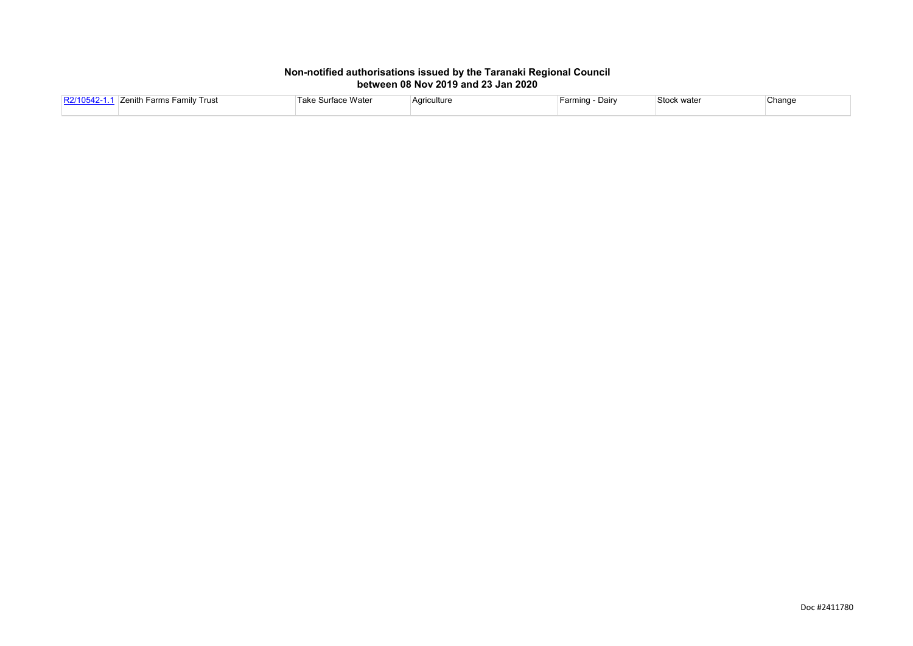**Non-notified authorisations issued by the Taranaki Regional Council between 08 Nov 2019 and 23 Jan 2020**

| | | | | | | |
|---|---|---|---|---|---|---|
| R2/10542-1.1 | Zenith Farms Family Trust | Take Surface Water | Agriculture | Farming - Dairy | Stock water | Change |

Doc #2411780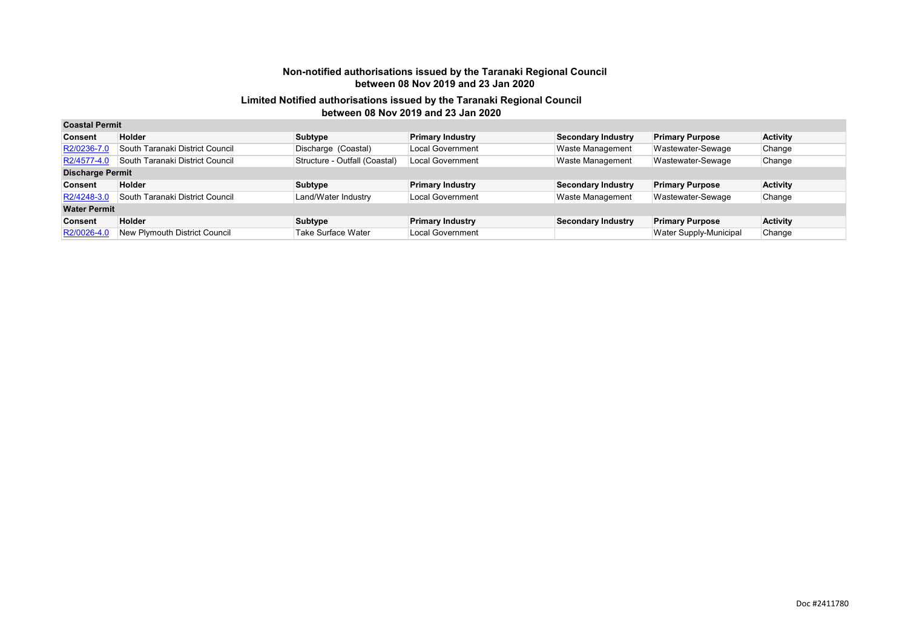## Non-notified authorisations issued by the Taranaki Regional Council between 08 Nov 2019 and 23 Jan 2020

## Limited Notified authorisations issued by the Taranaki Regional Council between 08 Nov 2019 and 23 Jan 2020

**Coastal Permit**

| Consent | Holder | Subtype | Primary Industry | Secondary Industry | Primary Purpose | Activity |
|---|---|---|---|---|---|---|
| R2/0236-7.0 | South Taranaki District Council | Discharge (Coastal) | Local Government | Waste Management | Wastewater-Sewage | Change |
| R2/4577-4.0 | South Taranaki District Council | Structure - Outfall (Coastal) | Local Government | Waste Management | Wastewater-Sewage | Change |

**Discharge Permit**

| Consent | Holder | Subtype | Primary Industry | Secondary Industry | Primary Purpose | Activity |
|---|---|---|---|---|---|---|
| R2/4248-3.0 | South Taranaki District Council | Land/Water Industry | Local Government | Waste Management | Wastewater-Sewage | Change |

**Water Permit**

| Consent | Holder | Subtype | Primary Industry | Secondary Industry | Primary Purpose | Activity |
|---|---|---|---|---|---|---|
| R2/0026-4.0 | New Plymouth District Council | Take Surface Water | Local Government | | Water Supply-Municipal | Change |

Doc #2411780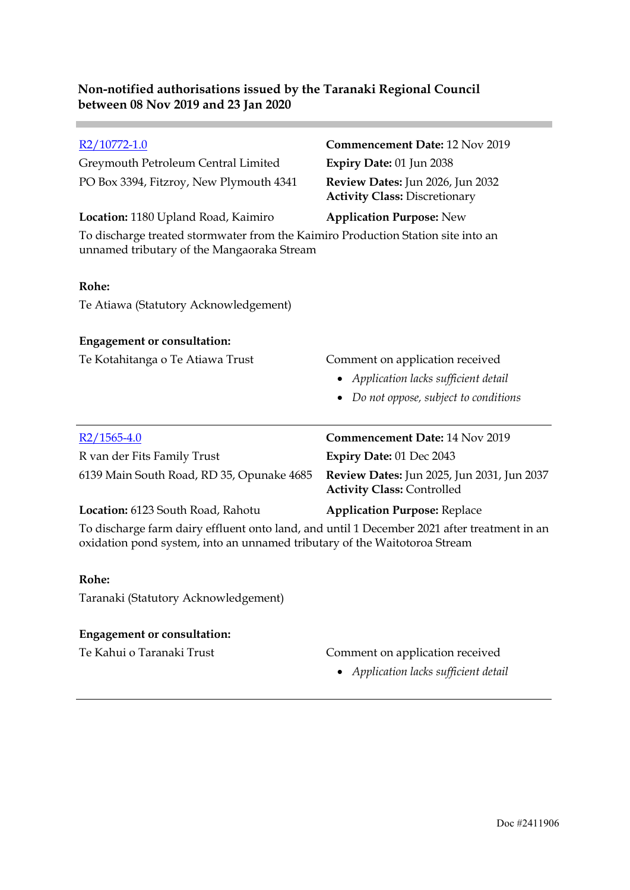**Non-notified authorisations issued by the Taranaki Regional Council between 08 Nov 2019 and 23 Jan 2020**

---

[R2/10772-1.0]

Greymouth Petroleum Central Limited
PO Box 3394, Fitzroy, New Plymouth 4341

**Commencement Date:** 12 Nov 2019
**Expiry Date:** 01 Jun 2038
**Review Dates:** Jun 2026, Jun 2032
**Activity Class:** Discretionary

**Location:** 1180 Upland Road, Kaimiro
**Application Purpose:** New

To discharge treated stormwater from the Kaimiro Production Station site into an unnamed tributary of the Mangaoraka Stream

**Rohe:**

Te Atiawa (Statutory Acknowledgement)

**Engagement or consultation:**

Te Kotahitanga o Te Atiawa Trust — Comment on application received

- *Application lacks sufficient detail*
- *Do not oppose, subject to conditions*

---

[R2/1565-4.0]

R van der Fits Family Trust
6139 Main South Road, RD 35, Opunake 4685

**Commencement Date:** 14 Nov 2019
**Expiry Date:** 01 Dec 2043
**Review Dates:** Jun 2025, Jun 2031, Jun 2037
**Activity Class:** Controlled

**Location:** 6123 South Road, Rahotu
**Application Purpose:** Replace

To discharge farm dairy effluent onto land, and until 1 December 2021 after treatment in an oxidation pond system, into an unnamed tributary of the Waitotoroa Stream

**Rohe:**

Taranaki (Statutory Acknowledgement)

**Engagement or consultation:**

Te Kahui o Taranaki Trust — Comment on application received

- *Application lacks sufficient detail*

---

Doc #2411906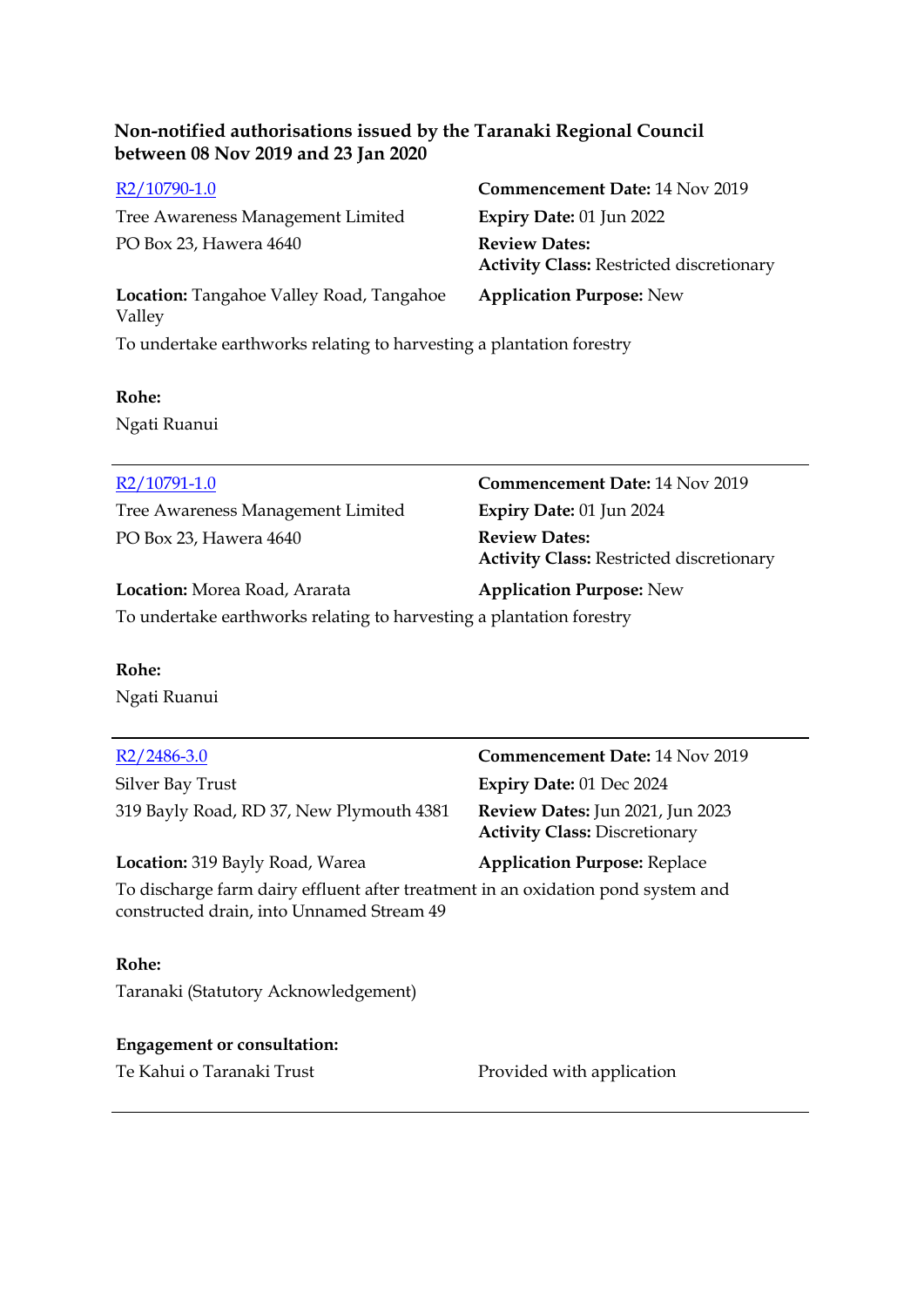### Non-notified authorisations issued by the Taranaki Regional Council between 08 Nov 2019 and 23 Jan 2020

[R2/10790-1.0](R2/10790-1.0)

Tree Awareness Management Limited
PO Box 23, Hawera 4640

**Commencement Date:** 14 Nov 2019
**Expiry Date:** 01 Jun 2022
**Review Dates:**
**Activity Class:** Restricted discretionary

**Location:** Tangahoe Valley Road, Tangahoe Valley

**Application Purpose:** New

To undertake earthworks relating to harvesting a plantation forestry

**Rohe:**

Ngati Ruanui

---

[R2/10791-1.0](R2/10791-1.0)

Tree Awareness Management Limited
PO Box 23, Hawera 4640

**Commencement Date:** 14 Nov 2019
**Expiry Date:** 01 Jun 2024
**Review Dates:**
**Activity Class:** Restricted discretionary

**Location:** Morea Road, Ararata

**Application Purpose:** New

To undertake earthworks relating to harvesting a plantation forestry

**Rohe:**

Ngati Ruanui

---

[R2/2486-3.0](R2/2486-3.0)

Silver Bay Trust
319 Bayly Road, RD 37, New Plymouth 4381

**Commencement Date:** 14 Nov 2019
**Expiry Date:** 01 Dec 2024
**Review Dates:** Jun 2021, Jun 2023
**Activity Class:** Discretionary

**Location:** 319 Bayly Road, Warea

**Application Purpose:** Replace

To discharge farm dairy effluent after treatment in an oxidation pond system and constructed drain, into Unnamed Stream 49

**Rohe:**

Taranaki (Statutory Acknowledgement)

**Engagement or consultation:**

| | |
|---|---|
| Te Kahui o Taranaki Trust | Provided with application |

---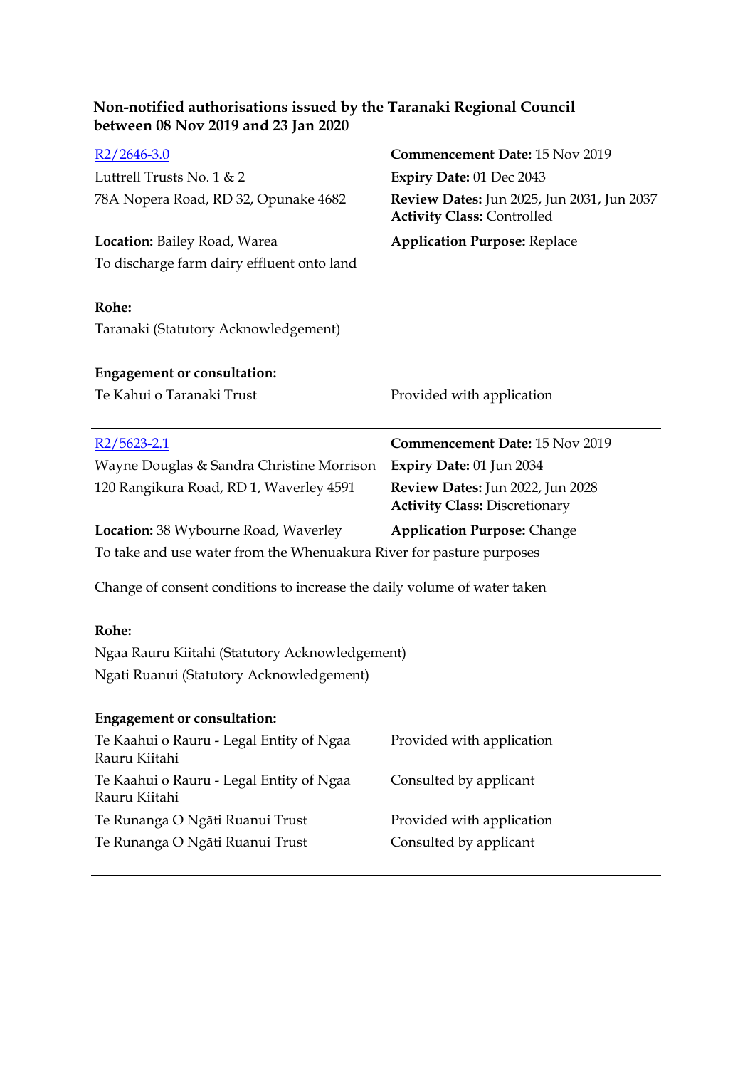**Non-notified authorisations issued by the Taranaki Regional Council between 08 Nov 2019 and 23 Jan 2020**

[R2/2646-3.0]()
Luttrell Trusts No. 1 & 2
78A Nopera Road, RD 32, Opunake 4682

**Commencement Date:** 15 Nov 2019
**Expiry Date:** 01 Dec 2043
**Review Dates:** Jun 2025, Jun 2031, Jun 2037
**Activity Class:** Controlled

**Location:** Bailey Road, Warea
**Application Purpose:** Replace

To discharge farm dairy effluent onto land

**Rohe:**
Taranaki (Statutory Acknowledgement)

**Engagement or consultation:**

| | |
|---|---|
| Te Kahui o Taranaki Trust | Provided with application |

---

[R2/5623-2.1]()
Wayne Douglas & Sandra Christine Morrison
120 Rangikura Road, RD 1, Waverley 4591

**Commencement Date:** 15 Nov 2019
**Expiry Date:** 01 Jun 2034
**Review Dates:** Jun 2022, Jun 2028
**Activity Class:** Discretionary

**Location:** 38 Wybourne Road, Waverley
**Application Purpose:** Change

To take and use water from the Whenuakura River for pasture purposes

Change of consent conditions to increase the daily volume of water taken

**Rohe:**
Ngaa Rauru Kiitahi (Statutory Acknowledgement)
Ngati Ruanui (Statutory Acknowledgement)

**Engagement or consultation:**

| | |
|---|---|
| Te Kaahui o Rauru - Legal Entity of Ngaa Rauru Kiitahi | Provided with application |
| Te Kaahui o Rauru - Legal Entity of Ngaa Rauru Kiitahi | Consulted by applicant |
| Te Runanga O Ngāti Ruanui Trust | Provided with application |
| Te Runanga O Ngāti Ruanui Trust | Consulted by applicant |

---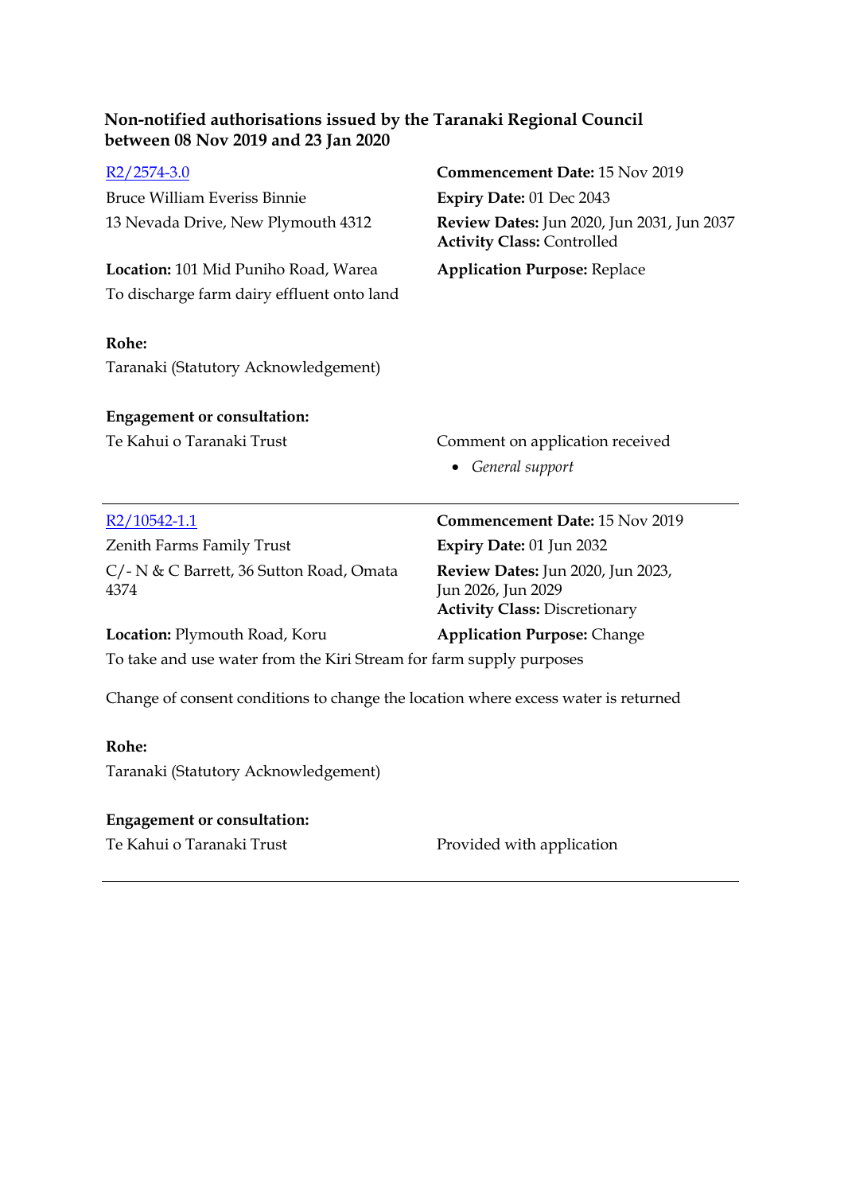**Non-notified authorisations issued by the Taranaki Regional Council between 08 Nov 2019 and 23 Jan 2020**

R2/2574-3.0

Bruce William Everiss Binnie

13 Nevada Drive, New Plymouth 4312

**Commencement Date:** 15 Nov 2019

**Expiry Date:** 01 Dec 2043

**Review Dates:** Jun 2020, Jun 2031, Jun 2037

**Activity Class:** Controlled

**Location:** 101 Mid Puniho Road, Warea

**Application Purpose:** Replace

To discharge farm dairy effluent onto land

**Rohe:**

Taranaki (Statutory Acknowledgement)

**Engagement or consultation:**

Te Kahui o Taranaki Trust — Comment on application received

- *General support*

---

R2/10542-1.1

Zenith Farms Family Trust

C/- N & C Barrett, 36 Sutton Road, Omata 4374

**Commencement Date:** 15 Nov 2019

**Expiry Date:** 01 Jun 2032

**Review Dates:** Jun 2020, Jun 2023, Jun 2026, Jun 2029

**Activity Class:** Discretionary

**Location:** Plymouth Road, Koru

**Application Purpose:** Change

To take and use water from the Kiri Stream for farm supply purposes

Change of consent conditions to change the location where excess water is returned

**Rohe:**

Taranaki (Statutory Acknowledgement)

**Engagement or consultation:**

Te Kahui o Taranaki Trust — Provided with application

---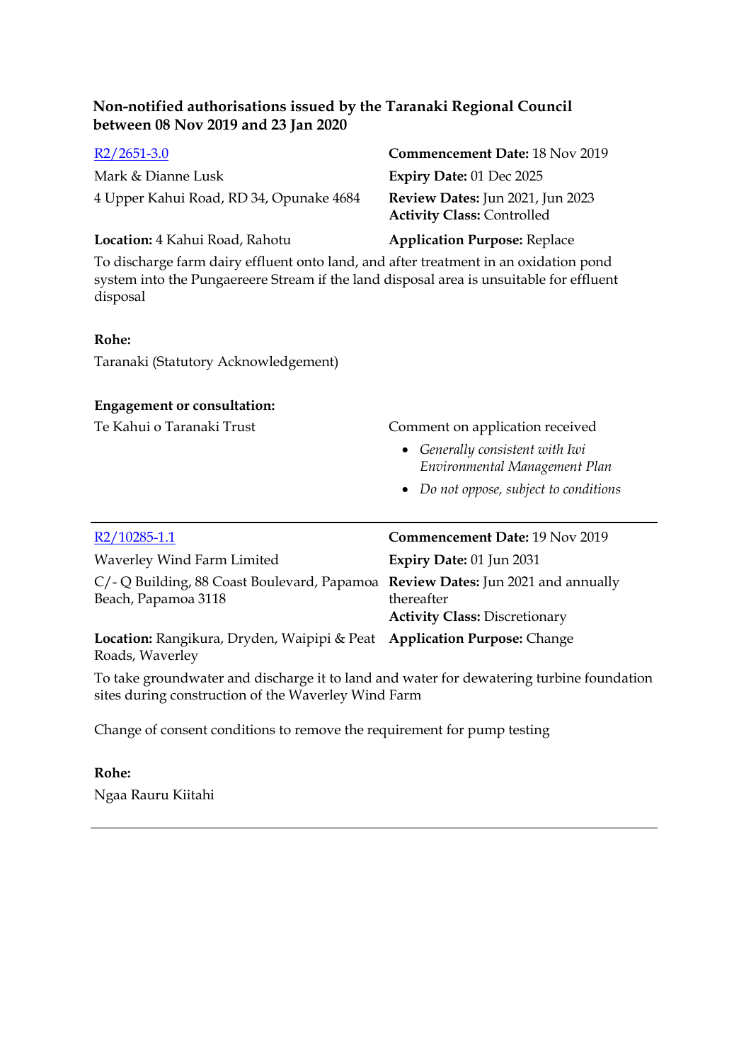### Non-notified authorisations issued by the Taranaki Regional Council between 08 Nov 2019 and 23 Jan 2020

R2/2651-3.0

Mark & Dianne Lusk

4 Upper Kahui Road, RD 34, Opunake 4684

**Commencement Date:** 18 Nov 2019

**Expiry Date:** 01 Dec 2025

**Review Dates:** Jun 2021, Jun 2023

**Activity Class:** Controlled

**Location:** 4 Kahui Road, Rahotu

**Application Purpose:** Replace

To discharge farm dairy effluent onto land, and after treatment in an oxidation pond system into the Pungaereere Stream if the land disposal area is unsuitable for effluent disposal

**Rohe:**

Taranaki (Statutory Acknowledgement)

**Engagement or consultation:**

Te Kahui o Taranaki Trust

Comment on application received

- *Generally consistent with Iwi Environmental Management Plan*
- *Do not oppose, subject to conditions*

---

R2/10285-1.1

Waverley Wind Farm Limited

C/- Q Building, 88 Coast Boulevard, Papamoa Beach, Papamoa 3118

**Commencement Date:** 19 Nov 2019

**Expiry Date:** 01 Jun 2031

**Review Dates:** Jun 2021 and annually thereafter

**Activity Class:** Discretionary

**Location:** Rangikura, Dryden, Waipipi & Peat Roads, Waverley

**Application Purpose:** Change

To take groundwater and discharge it to land and water for dewatering turbine foundation sites during construction of the Waverley Wind Farm

Change of consent conditions to remove the requirement for pump testing

**Rohe:**

Ngaa Rauru Kiitahi

---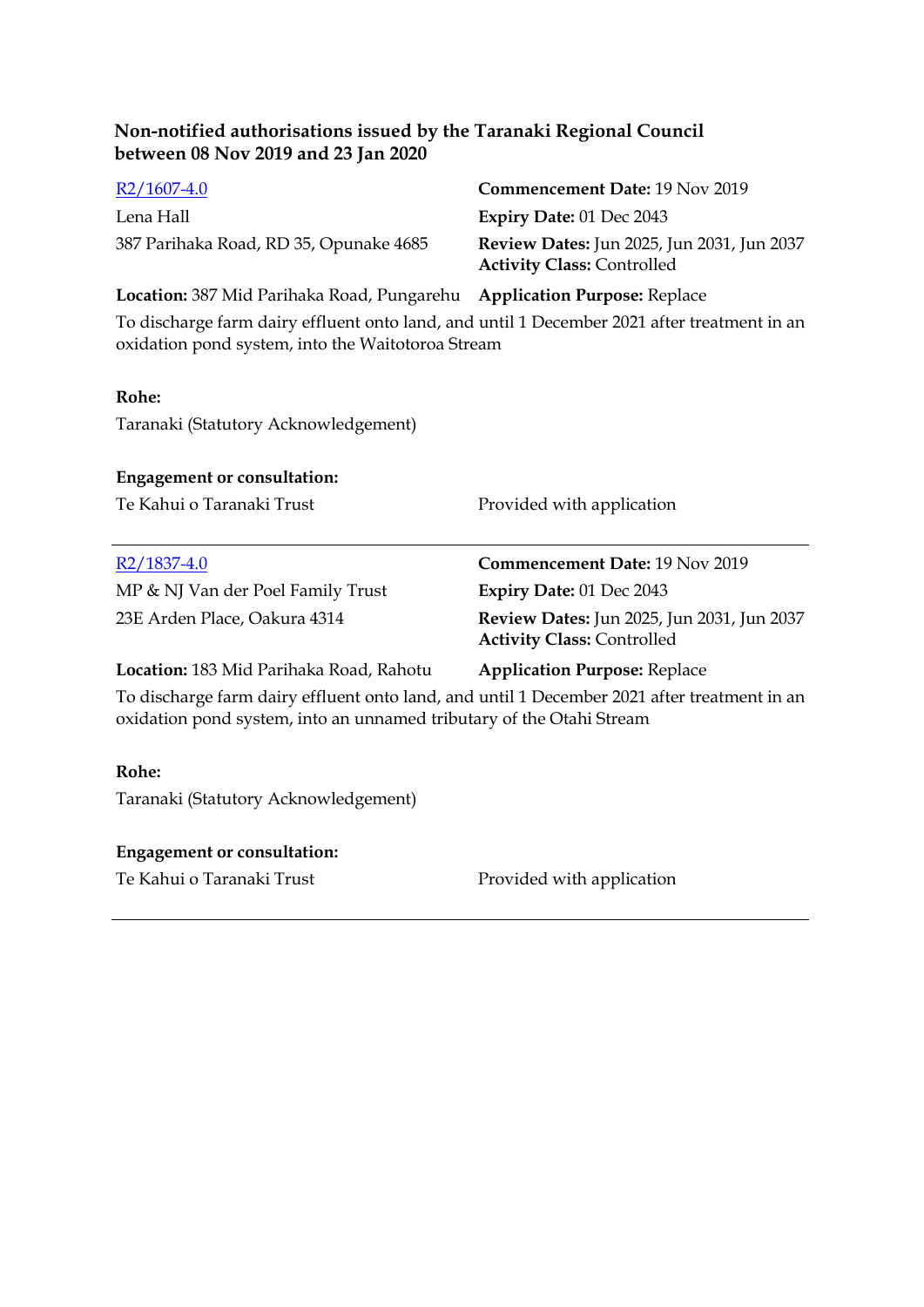## Non-notified authorisations issued by the Taranaki Regional Council between 08 Nov 2019 and 23 Jan 2020

R2/1607-4.0

Lena Hall

387 Parihaka Road, RD 35, Opunake 4685

**Commencement Date:** 19 Nov 2019

**Expiry Date:** 01 Dec 2043

**Review Dates:** Jun 2025, Jun 2031, Jun 2037

**Activity Class:** Controlled

**Location:** 387 Mid Parihaka Road, Pungarehu

**Application Purpose:** Replace

To discharge farm dairy effluent onto land, and until 1 December 2021 after treatment in an oxidation pond system, into the Waitotoroa Stream

**Rohe:**

Taranaki (Statutory Acknowledgement)

**Engagement or consultation:**

Te Kahui o Taranaki Trust — Provided with application

---

R2/1837-4.0

MP & NJ Van der Poel Family Trust

23E Arden Place, Oakura 4314

**Commencement Date:** 19 Nov 2019

**Expiry Date:** 01 Dec 2043

**Review Dates:** Jun 2025, Jun 2031, Jun 2037

**Activity Class:** Controlled

**Location:** 183 Mid Parihaka Road, Rahotu

**Application Purpose:** Replace

To discharge farm dairy effluent onto land, and until 1 December 2021 after treatment in an oxidation pond system, into an unnamed tributary of the Otahi Stream

**Rohe:**

Taranaki (Statutory Acknowledgement)

**Engagement or consultation:**

Te Kahui o Taranaki Trust — Provided with application

---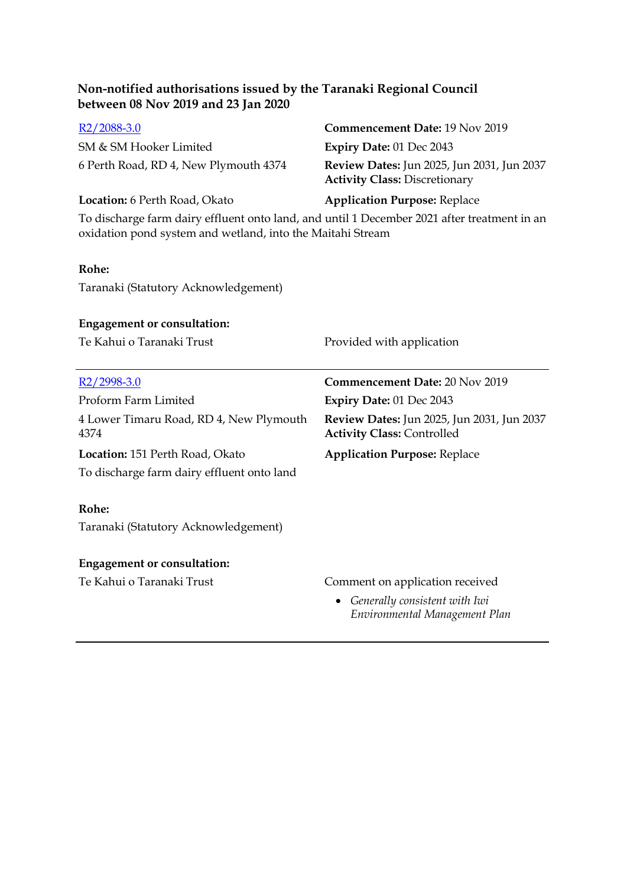**Non-notified authorisations issued by the Taranaki Regional Council between 08 Nov 2019 and 23 Jan 2020**

[R2/2088-3.0](R2/2088-3.0)
SM & SM Hooker Limited
6 Perth Road, RD 4, New Plymouth 4374

**Commencement Date:** 19 Nov 2019
**Expiry Date:** 01 Dec 2043
**Review Dates:** Jun 2025, Jun 2031, Jun 2037
**Activity Class:** Discretionary

**Location:** 6 Perth Road, Okato
**Application Purpose:** Replace

To discharge farm dairy effluent onto land, and until 1 December 2021 after treatment in an oxidation pond system and wetland, into the Maitahi Stream

**Rohe:**
Taranaki (Statutory Acknowledgement)

**Engagement or consultation:**
Te Kahui o Taranaki Trust — Provided with application

---

[R2/2998-3.0](R2/2998-3.0)
Proform Farm Limited
4 Lower Timaru Road, RD 4, New Plymouth 4374

**Commencement Date:** 20 Nov 2019
**Expiry Date:** 01 Dec 2043
**Review Dates:** Jun 2025, Jun 2031, Jun 2037
**Activity Class:** Controlled

**Location:** 151 Perth Road, Okato
**Application Purpose:** Replace

To discharge farm dairy effluent onto land

**Rohe:**
Taranaki (Statutory Acknowledgement)

**Engagement or consultation:**
Te Kahui o Taranaki Trust — Comment on application received

- *Generally consistent with Iwi Environmental Management Plan*

---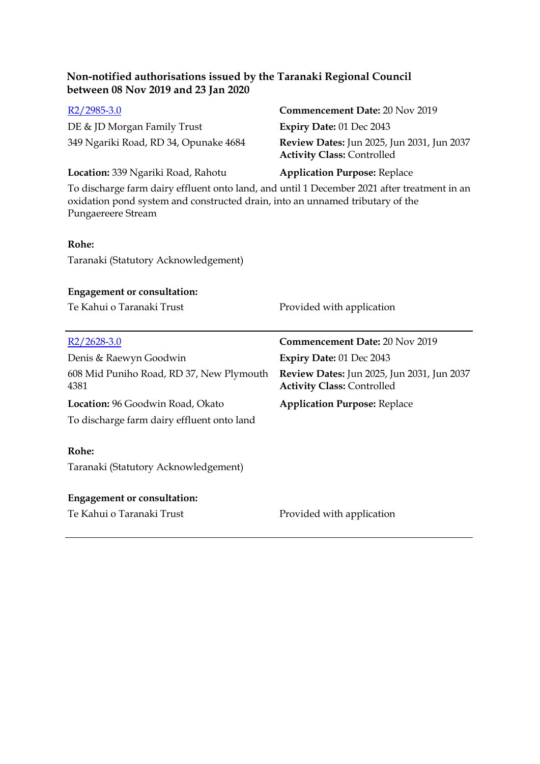**Non-notified authorisations issued by the Taranaki Regional Council between 08 Nov 2019 and 23 Jan 2020**

R2/2985-3.0

DE & JD Morgan Family Trust
349 Ngariki Road, RD 34, Opunake 4684

**Commencement Date:** 20 Nov 2019
**Expiry Date:** 01 Dec 2043
**Review Dates:** Jun 2025, Jun 2031, Jun 2037
**Activity Class:** Controlled

**Location:** 339 Ngariki Road, Rahotu

**Application Purpose:** Replace

To discharge farm dairy effluent onto land, and until 1 December 2021 after treatment in an oxidation pond system and constructed drain, into an unnamed tributary of the Pungaereere Stream

**Rohe:**

Taranaki (Statutory Acknowledgement)

**Engagement or consultation:**

Te Kahui o Taranaki Trust — Provided with application

---

R2/2628-3.0

Denis & Raewyn Goodwin
608 Mid Puniho Road, RD 37, New Plymouth 4381

**Commencement Date:** 20 Nov 2019
**Expiry Date:** 01 Dec 2043
**Review Dates:** Jun 2025, Jun 2031, Jun 2037
**Activity Class:** Controlled

**Location:** 96 Goodwin Road, Okato

**Application Purpose:** Replace

To discharge farm dairy effluent onto land

**Rohe:**

Taranaki (Statutory Acknowledgement)

**Engagement or consultation:**

Te Kahui o Taranaki Trust — Provided with application

---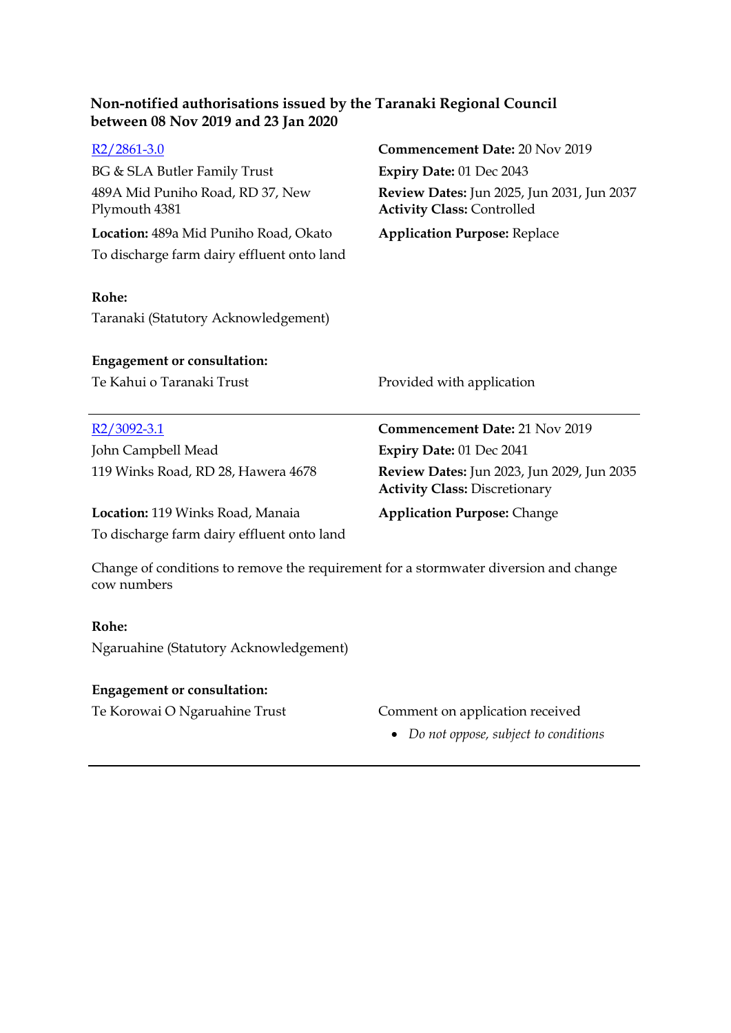**Non-notified authorisations issued by the Taranaki Regional Council between 08 Nov 2019 and 23 Jan 2020**

[R2/2861-3.0](R2/2861-3.0)

BG & SLA Butler Family Trust
489A Mid Puniho Road, RD 37, New Plymouth 4381

**Location:** 489a Mid Puniho Road, Okato

To discharge farm dairy effluent onto land

**Commencement Date:** 20 Nov 2019
**Expiry Date:** 01 Dec 2043
**Review Dates:** Jun 2025, Jun 2031, Jun 2037
**Activity Class:** Controlled
**Application Purpose:** Replace

**Rohe:**

Taranaki (Statutory Acknowledgement)

**Engagement or consultation:**

Te Kahui o Taranaki Trust — Provided with application

---

[R2/3092-3.1](R2/3092-3.1)

John Campbell Mead
119 Winks Road, RD 28, Hawera 4678

**Location:** 119 Winks Road, Manaia

To discharge farm dairy effluent onto land

**Commencement Date:** 21 Nov 2019
**Expiry Date:** 01 Dec 2041
**Review Dates:** Jun 2023, Jun 2029, Jun 2035
**Activity Class:** Discretionary
**Application Purpose:** Change

Change of conditions to remove the requirement for a stormwater diversion and change cow numbers

**Rohe:**

Ngaruahine (Statutory Acknowledgement)

**Engagement or consultation:**

Te Korowai O Ngaruahine Trust — Comment on application received

- *Do not oppose, subject to conditions*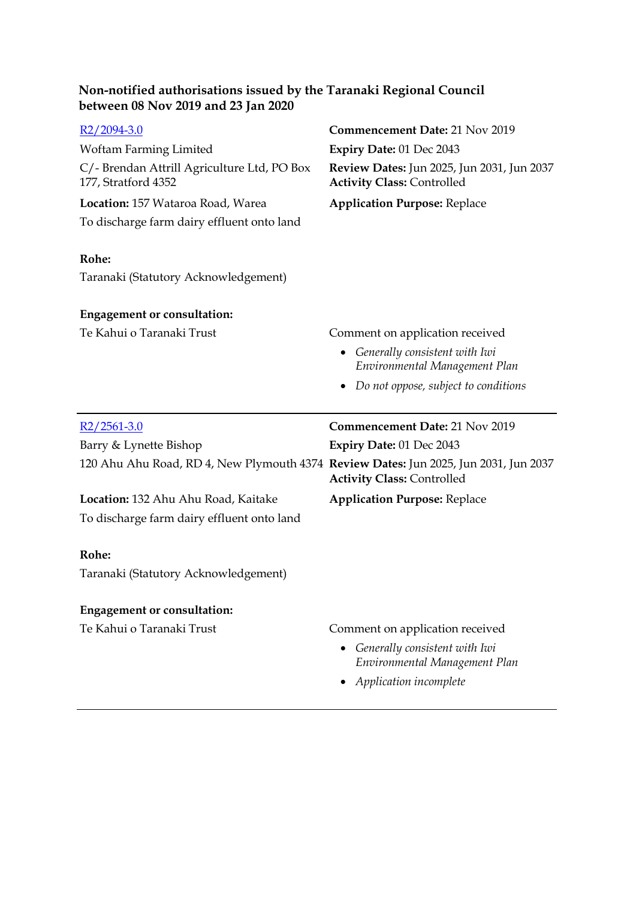**Non-notified authorisations issued by the Taranaki Regional Council between 08 Nov 2019 and 23 Jan 2020**

R2/2094-3.0

Woftam Farming Limited

C/- Brendan Attrill Agriculture Ltd, PO Box 177, Stratford 4352

**Location:** 157 Wataroa Road, Warea

To discharge farm dairy effluent onto land

**Commencement Date:** 21 Nov 2019

**Expiry Date:** 01 Dec 2043

**Review Dates:** Jun 2025, Jun 2031, Jun 2037

**Activity Class:** Controlled

**Application Purpose:** Replace

**Rohe:**

Taranaki (Statutory Acknowledgement)

**Engagement or consultation:**

Te Kahui o Taranaki Trust

Comment on application received

- *Generally consistent with Iwi Environmental Management Plan*
- *Do not oppose, subject to conditions*

---

R2/2561-3.0

Barry & Lynette Bishop

120 Ahu Ahu Road, RD 4, New Plymouth 4374

**Location:** 132 Ahu Ahu Road, Kaitake

To discharge farm dairy effluent onto land

**Commencement Date:** 21 Nov 2019

**Expiry Date:** 01 Dec 2043

**Review Dates:** Jun 2025, Jun 2031, Jun 2037

**Activity Class:** Controlled

**Application Purpose:** Replace

**Rohe:**

Taranaki (Statutory Acknowledgement)

**Engagement or consultation:**

Te Kahui o Taranaki Trust

Comment on application received

- *Generally consistent with Iwi Environmental Management Plan*
- *Application incomplete*

---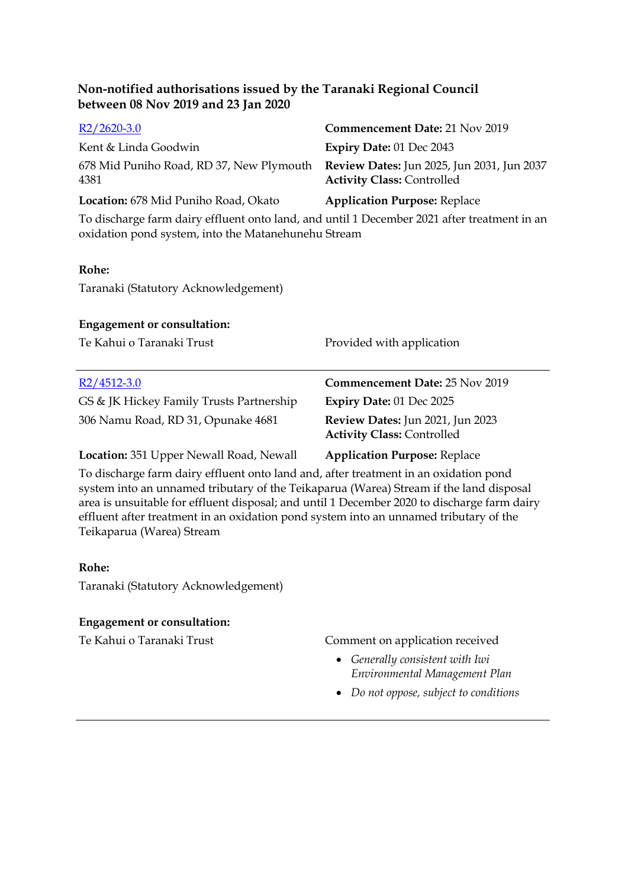**Non-notified authorisations issued by the Taranaki Regional Council between 08 Nov 2019 and 23 Jan 2020**

[R2/2620-3.0](R2/2620-3.0)

Kent & Linda Goodwin

678 Mid Puniho Road, RD 37, New Plymouth 4381

**Location:** 678 Mid Puniho Road, Okato

**Commencement Date:** 21 Nov 2019

**Expiry Date:** 01 Dec 2043

**Review Dates:** Jun 2025, Jun 2031, Jun 2037

**Activity Class:** Controlled

**Application Purpose:** Replace

To discharge farm dairy effluent onto land, and until 1 December 2021 after treatment in an oxidation pond system, into the Matanehunehu Stream

**Rohe:**

Taranaki (Statutory Acknowledgement)

**Engagement or consultation:**

| | |
|---|---|
| Te Kahui o Taranaki Trust | Provided with application |

---

[R2/4512-3.0](R2/4512-3.0)

GS & JK Hickey Family Trusts Partnership

306 Namu Road, RD 31, Opunake 4681

**Location:** 351 Upper Newall Road, Newall

**Commencement Date:** 25 Nov 2019

**Expiry Date:** 01 Dec 2025

**Review Dates:** Jun 2021, Jun 2023

**Activity Class:** Controlled

**Application Purpose:** Replace

To discharge farm dairy effluent onto land and, after treatment in an oxidation pond system into an unnamed tributary of the Teikaparua (Warea) Stream if the land disposal area is unsuitable for effluent disposal; and until 1 December 2020 to discharge farm dairy effluent after treatment in an oxidation pond system into an unnamed tributary of the Teikaparua (Warea) Stream

**Rohe:**

Taranaki (Statutory Acknowledgement)

**Engagement or consultation:**

Te Kahui o Taranaki Trust — Comment on application received

- *Generally consistent with Iwi Environmental Management Plan*
- *Do not oppose, subject to conditions*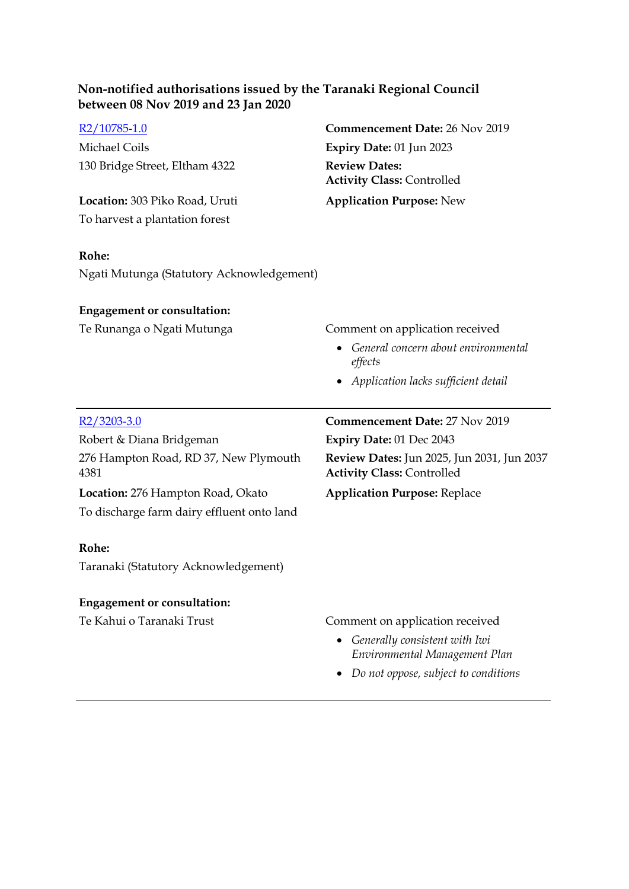**Non-notified authorisations issued by the Taranaki Regional Council between 08 Nov 2019 and 23 Jan 2020**

R2/10785-1.0
Michael Coils
130 Bridge Street, Eltham 4322

**Commencement Date:** 26 Nov 2019
**Expiry Date:** 01 Jun 2023
**Review Dates:**
**Activity Class:** Controlled

**Location:** 303 Piko Road, Uruti
To harvest a plantation forest

**Application Purpose:** New

**Rohe:**
Ngati Mutunga (Statutory Acknowledgement)

**Engagement or consultation:**

Te Runanga o Ngati Mutunga

Comment on application received

- *General concern about environmental effects*
- *Application lacks sufficient detail*

---

R2/3203-3.0
Robert & Diana Bridgeman
276 Hampton Road, RD 37, New Plymouth 4381

**Commencement Date:** 27 Nov 2019
**Expiry Date:** 01 Dec 2043
**Review Dates:** Jun 2025, Jun 2031, Jun 2037
**Activity Class:** Controlled

**Location:** 276 Hampton Road, Okato
To discharge farm dairy effluent onto land

**Application Purpose:** Replace

**Rohe:**
Taranaki (Statutory Acknowledgement)

**Engagement or consultation:**

Te Kahui o Taranaki Trust

Comment on application received

- *Generally consistent with Iwi Environmental Management Plan*
- *Do not oppose, subject to conditions*

---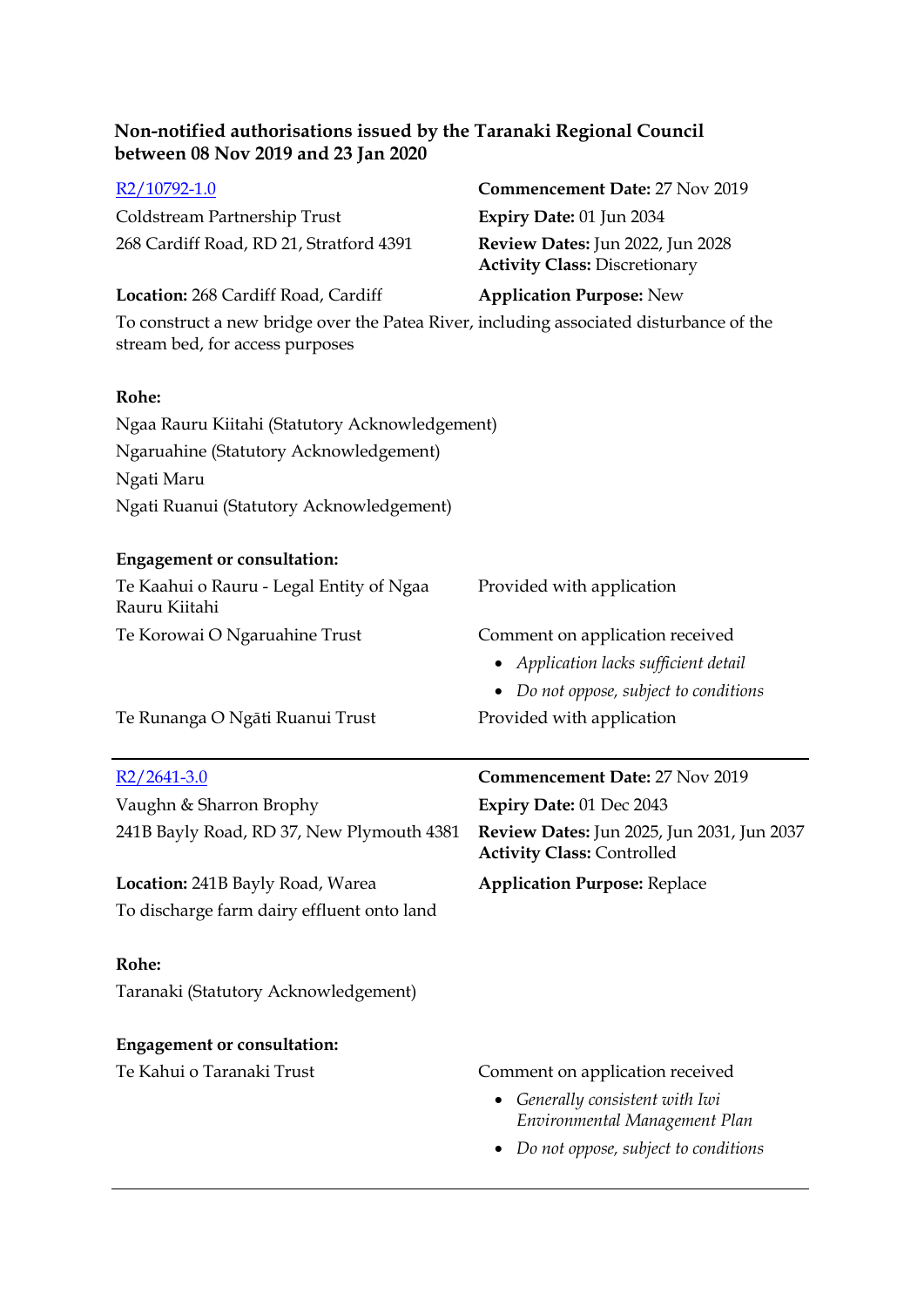### Non-notified authorisations issued by the Taranaki Regional Council between 08 Nov 2019 and 23 Jan 2020

[R2/10792-1.0](R2/10792-1.0)

Coldstream Partnership Trust
268 Cardiff Road, RD 21, Stratford 4391

**Commencement Date:** 27 Nov 2019
**Expiry Date:** 01 Jun 2034
**Review Dates:** Jun 2022, Jun 2028
**Activity Class:** Discretionary

**Location:** 268 Cardiff Road, Cardiff

**Application Purpose:** New

To construct a new bridge over the Patea River, including associated disturbance of the stream bed, for access purposes

**Rohe:**

Ngaa Rauru Kiitahi (Statutory Acknowledgement)
Ngaruahine (Statutory Acknowledgement)
Ngati Maru
Ngati Ruanui (Statutory Acknowledgement)

**Engagement or consultation:**

| | |
|---|---|
| Te Kaahui o Rauru - Legal Entity of Ngaa Rauru Kiitahi | Provided with application |
| Te Korowai O Ngaruahine Trust | Comment on application received<br>• *Application lacks sufficient detail*<br>• *Do not oppose, subject to conditions* |
| Te Runanga O Ngāti Ruanui Trust | Provided with application |

---

[R2/2641-3.0](R2/2641-3.0)

Vaughn & Sharron Brophy
241B Bayly Road, RD 37, New Plymouth 4381

**Commencement Date:** 27 Nov 2019
**Expiry Date:** 01 Dec 2043
**Review Dates:** Jun 2025, Jun 2031, Jun 2037
**Activity Class:** Controlled

**Location:** 241B Bayly Road, Warea

**Application Purpose:** Replace

To discharge farm dairy effluent onto land

**Rohe:**

Taranaki (Statutory Acknowledgement)

**Engagement or consultation:**

| | |
|---|---|
| Te Kahui o Taranaki Trust | Comment on application received<br>• *Generally consistent with Iwi Environmental Management Plan*<br>• *Do not oppose, subject to conditions* |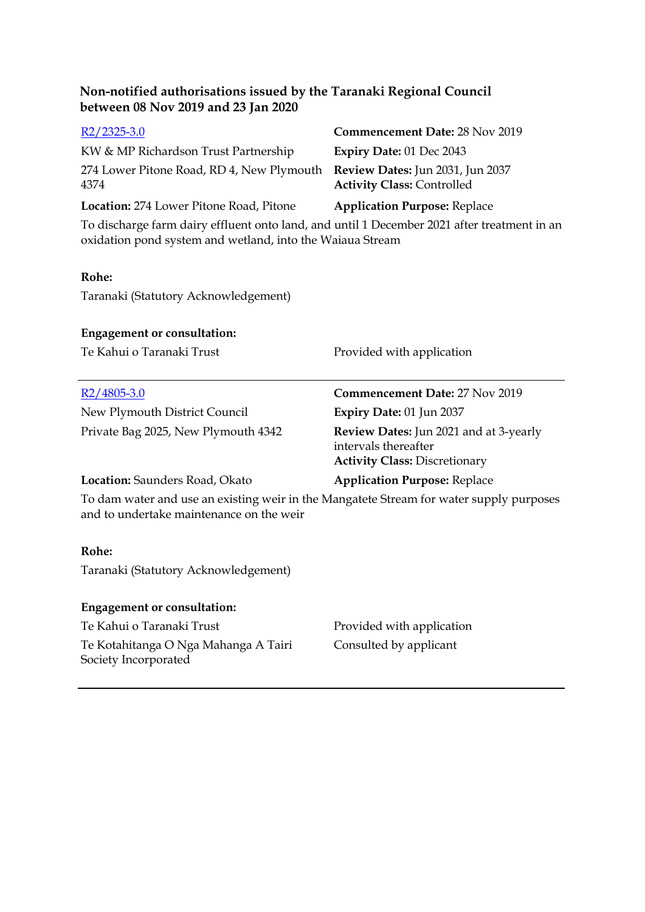## Non-notified authorisations issued by the Taranaki Regional Council between 08 Nov 2019 and 23 Jan 2020

[R2/2325-3.0]

KW & MP Richardson Trust Partnership

274 Lower Pitone Road, RD 4, New Plymouth 4374

**Commencement Date:** 28 Nov 2019

**Expiry Date:** 01 Dec 2043

**Review Dates:** Jun 2031, Jun 2037

**Activity Class:** Controlled

**Location:** 274 Lower Pitone Road, Pitone

**Application Purpose:** Replace

To discharge farm dairy effluent onto land, and until 1 December 2021 after treatment in an oxidation pond system and wetland, into the Waiaua Stream

**Rohe:**

Taranaki (Statutory Acknowledgement)

**Engagement or consultation:**

| | |
|---|---|
| Te Kahui o Taranaki Trust | Provided with application |

---

[R2/4805-3.0]

New Plymouth District Council

Private Bag 2025, New Plymouth 4342

**Commencement Date:** 27 Nov 2019

**Expiry Date:** 01 Jun 2037

**Review Dates:** Jun 2021 and at 3-yearly intervals thereafter

**Activity Class:** Discretionary

**Location:** Saunders Road, Okato

**Application Purpose:** Replace

To dam water and use an existing weir in the Mangatete Stream for water supply purposes and to undertake maintenance on the weir

**Rohe:**

Taranaki (Statutory Acknowledgement)

**Engagement or consultation:**

| | |
|---|---|
| Te Kahui o Taranaki Trust | Provided with application |
| Te Kotahitanga O Nga Mahanga A Tairi Society Incorporated | Consulted by applicant |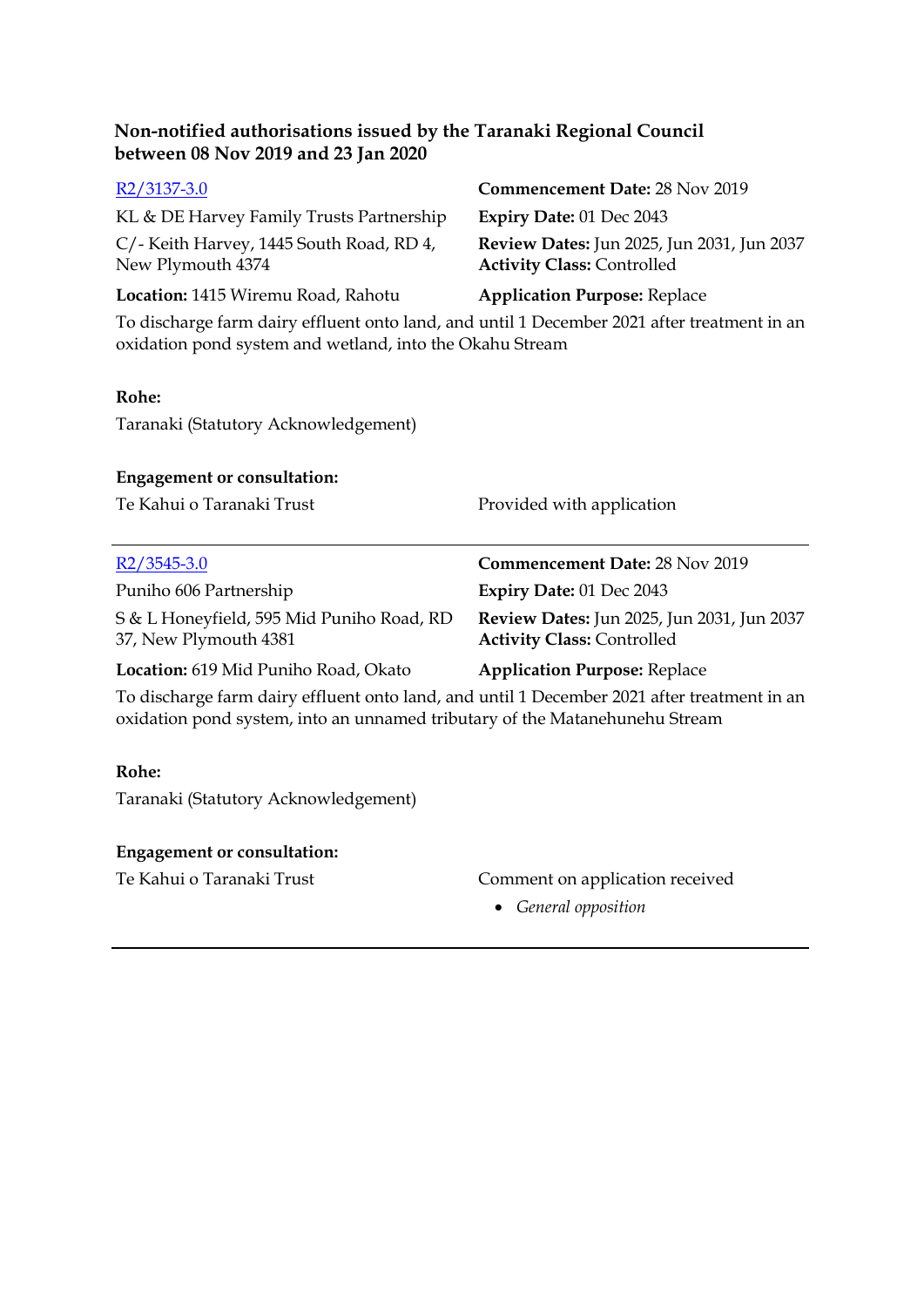**Non-notified authorisations issued by the Taranaki Regional Council between 08 Nov 2019 and 23 Jan 2020**

[R2/3137-3.0]()
KL & DE Harvey Family Trusts Partnership
C/- Keith Harvey, 1445 South Road, RD 4, New Plymouth 4374
**Location:** 1415 Wiremu Road, Rahotu

**Commencement Date:** 28 Nov 2019
**Expiry Date:** 01 Dec 2043
**Review Dates:** Jun 2025, Jun 2031, Jun 2037
**Activity Class:** Controlled
**Application Purpose:** Replace

To discharge farm dairy effluent onto land, and until 1 December 2021 after treatment in an oxidation pond system and wetland, into the Okahu Stream

**Rohe:**
Taranaki (Statutory Acknowledgement)

**Engagement or consultation:**

| | |
|---|---|
| Te Kahui o Taranaki Trust | Provided with application |

---

[R2/3545-3.0]()
Puniho 606 Partnership
S & L Honeyfield, 595 Mid Puniho Road, RD 37, New Plymouth 4381
**Location:** 619 Mid Puniho Road, Okato

**Commencement Date:** 28 Nov 2019
**Expiry Date:** 01 Dec 2043
**Review Dates:** Jun 2025, Jun 2031, Jun 2037
**Activity Class:** Controlled
**Application Purpose:** Replace

To discharge farm dairy effluent onto land, and until 1 December 2021 after treatment in an oxidation pond system, into an unnamed tributary of the Matanehunehu Stream

**Rohe:**
Taranaki (Statutory Acknowledgement)

**Engagement or consultation:**

| | |
|---|---|
| Te Kahui o Taranaki Trust | Comment on application received<br>• *General opposition* |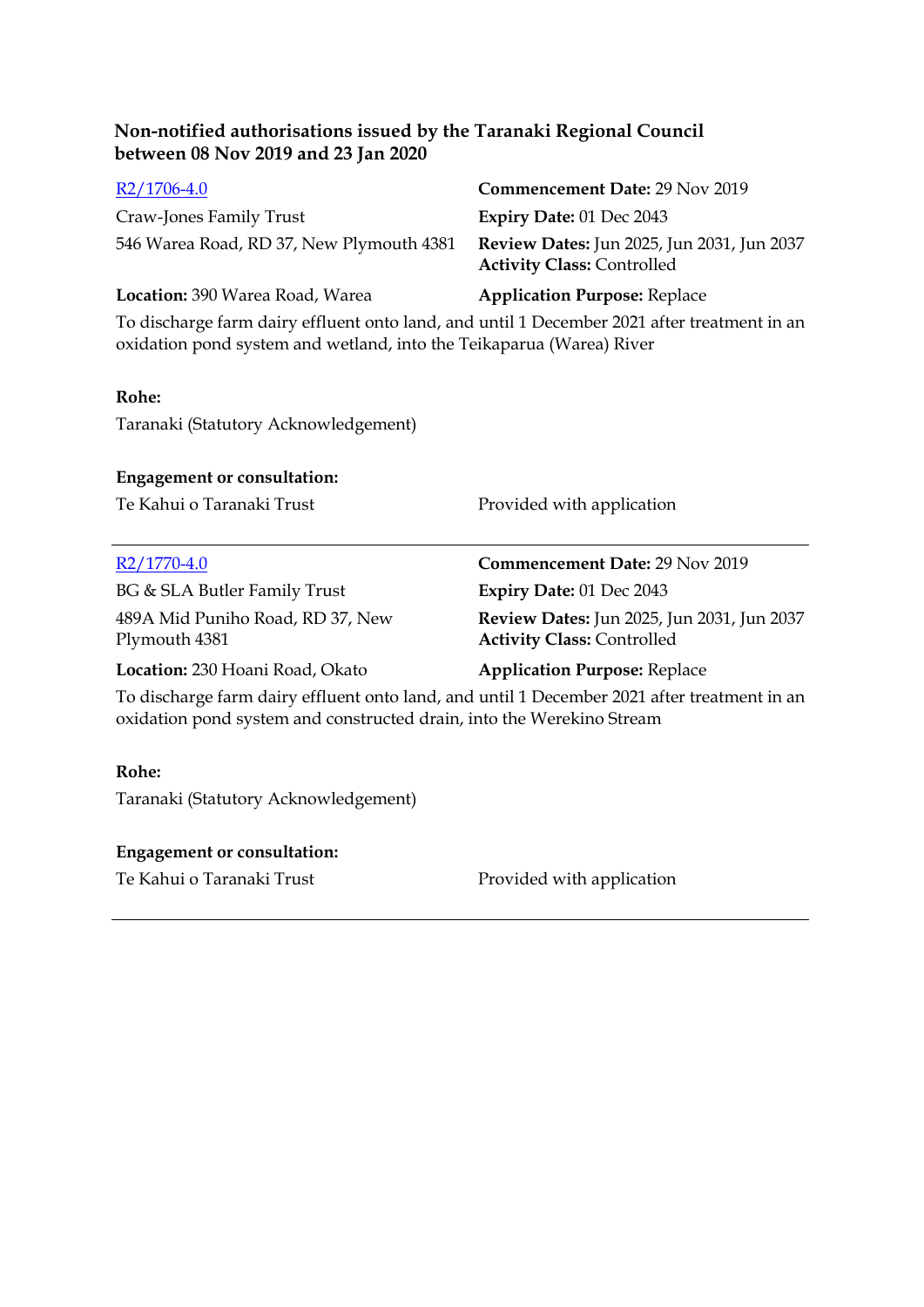## Non-notified authorisations issued by the Taranaki Regional Council between 08 Nov 2019 and 23 Jan 2020

[R2/1706-4.0]

Craw-Jones Family Trust
546 Warea Road, RD 37, New Plymouth 4381

**Commencement Date:** 29 Nov 2019
**Expiry Date:** 01 Dec 2043
**Review Dates:** Jun 2025, Jun 2031, Jun 2037
**Activity Class:** Controlled

**Location:** 390 Warea Road, Warea

**Application Purpose:** Replace

To discharge farm dairy effluent onto land, and until 1 December 2021 after treatment in an oxidation pond system and wetland, into the Teikaparua (Warea) River

**Rohe:**
Taranaki (Statutory Acknowledgement)

**Engagement or consultation:**

| | |
|---|---|
| Te Kahui o Taranaki Trust | Provided with application |

---

[R2/1770-4.0]

BG & SLA Butler Family Trust
489A Mid Puniho Road, RD 37, New Plymouth 4381

**Commencement Date:** 29 Nov 2019
**Expiry Date:** 01 Dec 2043
**Review Dates:** Jun 2025, Jun 2031, Jun 2037
**Activity Class:** Controlled

**Location:** 230 Hoani Road, Okato

**Application Purpose:** Replace

To discharge farm dairy effluent onto land, and until 1 December 2021 after treatment in an oxidation pond system and constructed drain, into the Werekino Stream

**Rohe:**
Taranaki (Statutory Acknowledgement)

**Engagement or consultation:**

| | |
|---|---|
| Te Kahui o Taranaki Trust | Provided with application |

---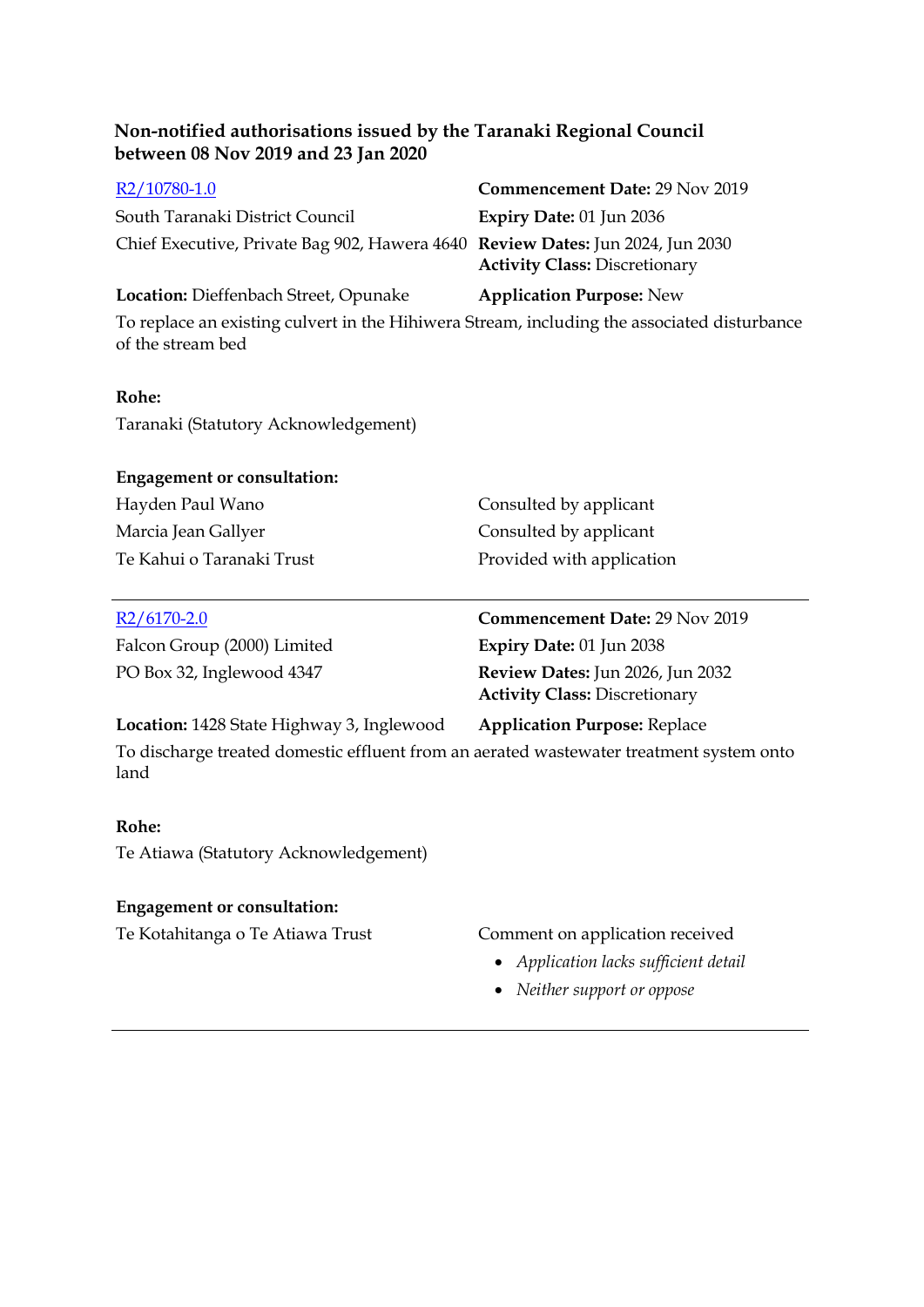**Non-notified authorisations issued by the Taranaki Regional Council between 08 Nov 2019 and 23 Jan 2020**

| | |
|---|---|
| R2/10780-1.0 | **Commencement Date:** 29 Nov 2019 |
| South Taranaki District Council | **Expiry Date:** 01 Jun 2036 |
| Chief Executive, Private Bag 902, Hawera 4640 | **Review Dates:** Jun 2024, Jun 2030<br>**Activity Class:** Discretionary |
| **Location:** Dieffenbach Street, Opunake | **Application Purpose:** New |

To replace an existing culvert in the Hihiwera Stream, including the associated disturbance of the stream bed

**Rohe:**

Taranaki (Statutory Acknowledgement)

**Engagement or consultation:**

| | |
|---|---|
| Hayden Paul Wano | Consulted by applicant |
| Marcia Jean Gallyer | Consulted by applicant |
| Te Kahui o Taranaki Trust | Provided with application |

---

| | |
|---|---|
| R2/6170-2.0 | **Commencement Date:** 29 Nov 2019 |
| Falcon Group (2000) Limited | **Expiry Date:** 01 Jun 2038 |
| PO Box 32, Inglewood 4347 | **Review Dates:** Jun 2026, Jun 2032<br>**Activity Class:** Discretionary |
| **Location:** 1428 State Highway 3, Inglewood | **Application Purpose:** Replace |

To discharge treated domestic effluent from an aerated wastewater treatment system onto land

**Rohe:**

Te Atiawa (Statutory Acknowledgement)

**Engagement or consultation:**

| | |
|---|---|
| Te Kotahitanga o Te Atiawa Trust | Comment on application received<br>• *Application lacks sufficient detail*<br>• *Neither support or oppose* |

---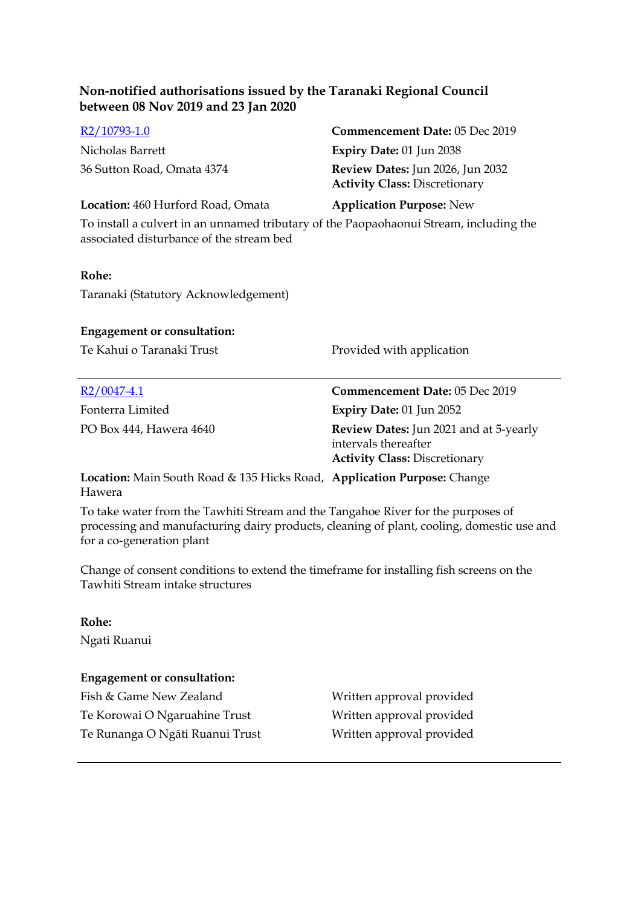**Non-notified authorisations issued by the Taranaki Regional Council between 08 Nov 2019 and 23 Jan 2020**

[R2/10793-1.0](R2/10793-1.0)

Nicholas Barrett
36 Sutton Road, Omata 4374

**Commencement Date:** 05 Dec 2019
**Expiry Date:** 01 Jun 2038
**Review Dates:** Jun 2026, Jun 2032
**Activity Class:** Discretionary

**Location:** 460 Hurford Road, Omata

**Application Purpose:** New

To install a culvert in an unnamed tributary of the Paopaohaonui Stream, including the associated disturbance of the stream bed

**Rohe:**

Taranaki (Statutory Acknowledgement)

**Engagement or consultation:**

| | |
|---|---|
| Te Kahui o Taranaki Trust | Provided with application |

---

[R2/0047-4.1](R2/0047-4.1)

Fonterra Limited
PO Box 444, Hawera 4640

**Commencement Date:** 05 Dec 2019
**Expiry Date:** 01 Jun 2052
**Review Dates:** Jun 2021 and at 5-yearly intervals thereafter
**Activity Class:** Discretionary

**Location:** Main South Road & 135 Hicks Road, Hawera

**Application Purpose:** Change

To take water from the Tawhiti Stream and the Tangahoe River for the purposes of processing and manufacturing dairy products, cleaning of plant, cooling, domestic use and for a co-generation plant

Change of consent conditions to extend the timeframe for installing fish screens on the Tawhiti Stream intake structures

**Rohe:**

Ngati Ruanui

**Engagement or consultation:**

| | |
|---|---|
| Fish & Game New Zealand | Written approval provided |
| Te Korowai O Ngaruahine Trust | Written approval provided |
| Te Runanga O Ngāti Ruanui Trust | Written approval provided |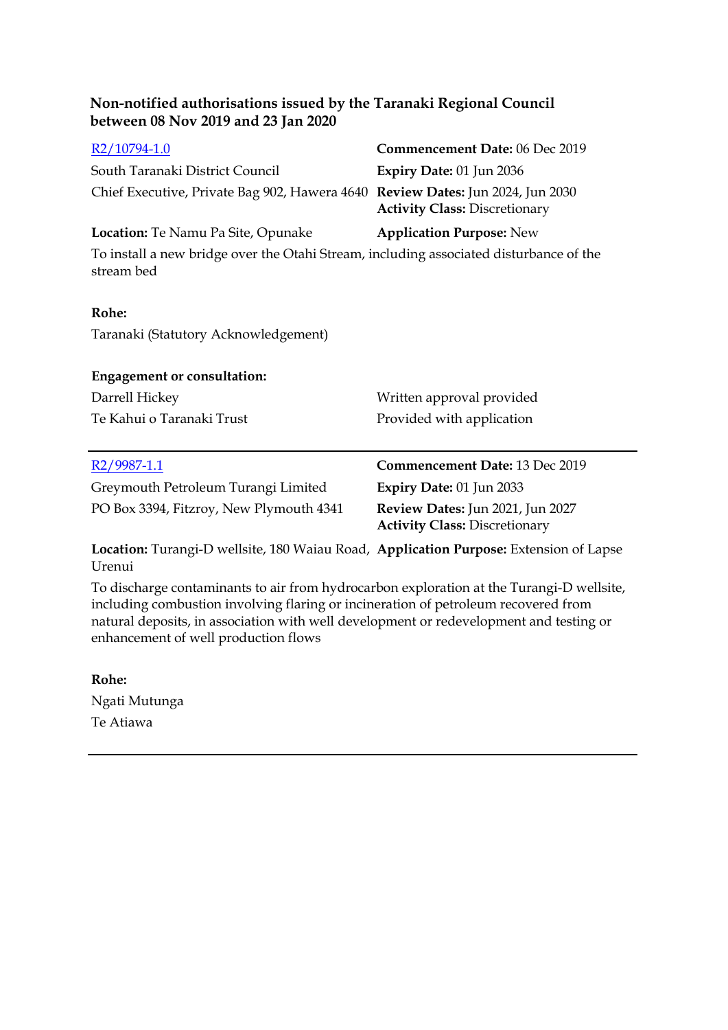**Non-notified authorisations issued by the Taranaki Regional Council between 08 Nov 2019 and 23 Jan 2020**

| | |
|---|---|
| R2/10794-1.0 | **Commencement Date:** 06 Dec 2019 |
| South Taranaki District Council | **Expiry Date:** 01 Jun 2036 |
| Chief Executive, Private Bag 902, Hawera 4640 | **Review Dates:** Jun 2024, Jun 2030<br>**Activity Class:** Discretionary |
| **Location:** Te Namu Pa Site, Opunake | **Application Purpose:** New |

To install a new bridge over the Otahi Stream, including associated disturbance of the stream bed

**Rohe:**

Taranaki (Statutory Acknowledgement)

**Engagement or consultation:**

| | |
|---|---|
| Darrell Hickey | Written approval provided |
| Te Kahui o Taranaki Trust | Provided with application |

---

| | |
|---|---|
| R2/9987-1.1 | **Commencement Date:** 13 Dec 2019 |
| Greymouth Petroleum Turangi Limited | **Expiry Date:** 01 Jun 2033 |
| PO Box 3394, Fitzroy, New Plymouth 4341 | **Review Dates:** Jun 2021, Jun 2027<br>**Activity Class:** Discretionary |
| **Location:** Turangi-D wellsite, 180 Waiau Road, Urenui | **Application Purpose:** Extension of Lapse |

To discharge contaminants to air from hydrocarbon exploration at the Turangi-D wellsite, including combustion involving flaring or incineration of petroleum recovered from natural deposits, in association with well development or redevelopment and testing or enhancement of well production flows

**Rohe:**

Ngati Mutunga

Te Atiawa

---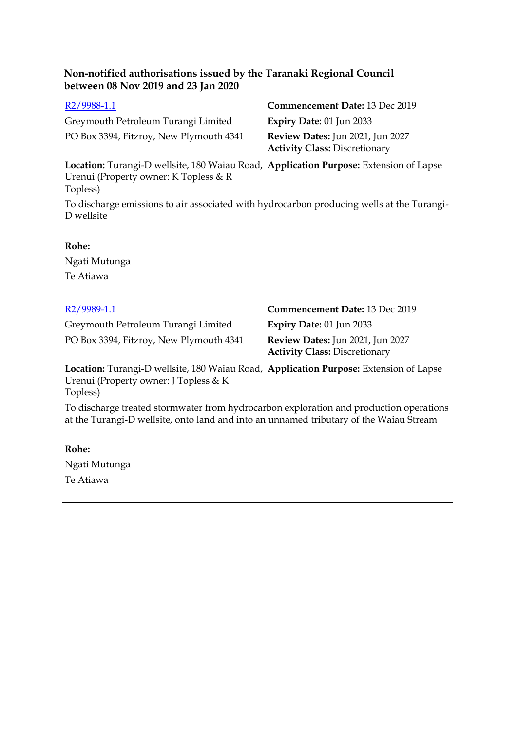**Non-notified authorisations issued by the Taranaki Regional Council between 08 Nov 2019 and 23 Jan 2020**

[R2/9988-1.1]

Greymouth Petroleum Turangi Limited

PO Box 3394, Fitzroy, New Plymouth 4341

**Commencement Date:** 13 Dec 2019

**Expiry Date:** 01 Jun 2033

**Review Dates:** Jun 2021, Jun 2027

**Activity Class:** Discretionary

**Location:** Turangi-D wellsite, 180 Waiau Road, Urenui (Property owner: K Topless & R Topless)

**Application Purpose:** Extension of Lapse

To discharge emissions to air associated with hydrocarbon producing wells at the Turangi-D wellsite

**Rohe:**

Ngati Mutunga

Te Atiawa

---

[R2/9989-1.1]

Greymouth Petroleum Turangi Limited

PO Box 3394, Fitzroy, New Plymouth 4341

**Commencement Date:** 13 Dec 2019

**Expiry Date:** 01 Jun 2033

**Review Dates:** Jun 2021, Jun 2027

**Activity Class:** Discretionary

**Location:** Turangi-D wellsite, 180 Waiau Road, Urenui (Property owner: J Topless & K Topless)

**Application Purpose:** Extension of Lapse

To discharge treated stormwater from hydrocarbon exploration and production operations at the Turangi-D wellsite, onto land and into an unnamed tributary of the Waiau Stream

**Rohe:**

Ngati Mutunga

Te Atiawa

---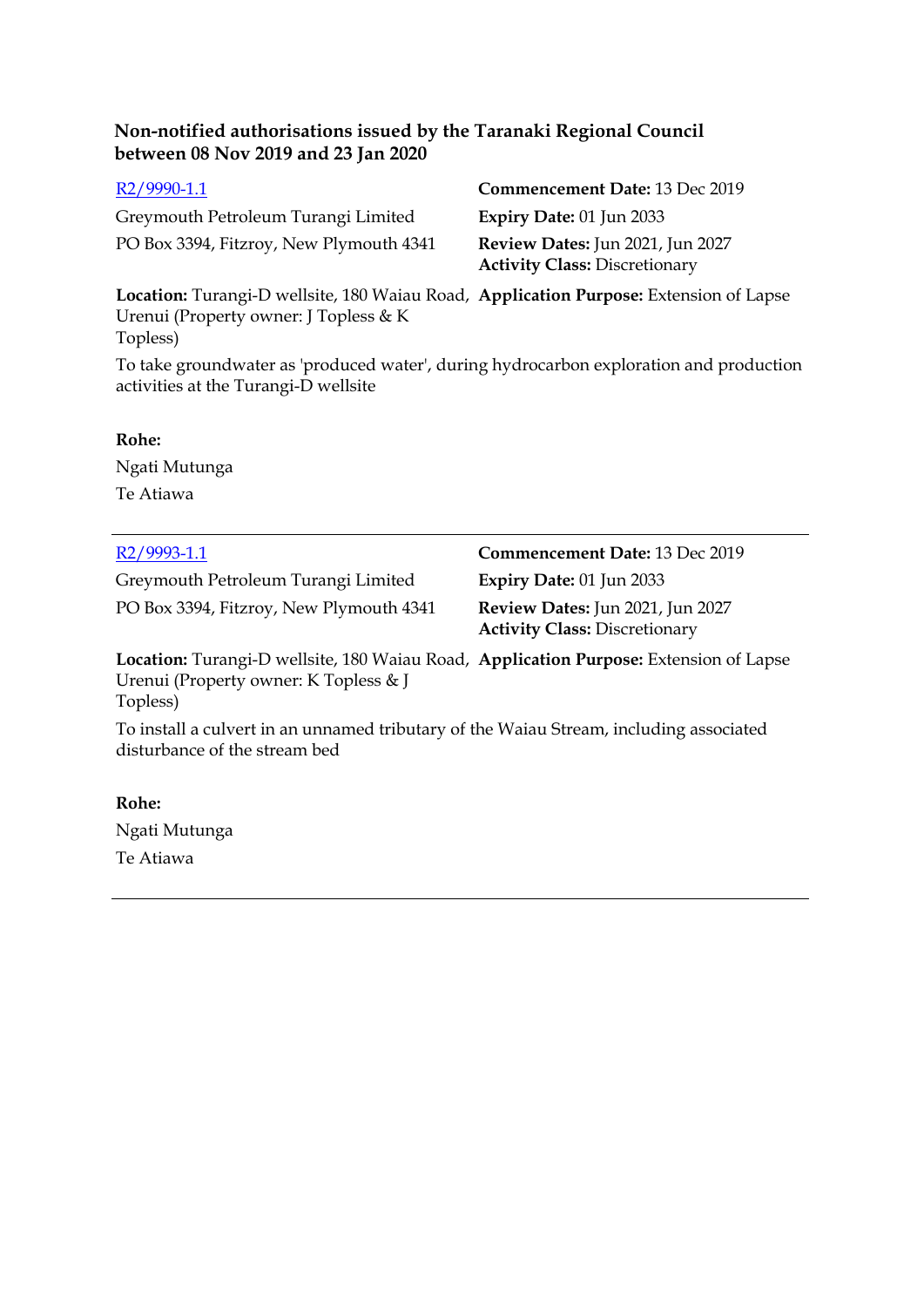**Non-notified authorisations issued by the Taranaki Regional Council between 08 Nov 2019 and 23 Jan 2020**

[R2/9990-1.1](R2/9990-1.1)

Greymouth Petroleum Turangi Limited
PO Box 3394, Fitzroy, New Plymouth 4341

**Commencement Date:** 13 Dec 2019
**Expiry Date:** 01 Jun 2033
**Review Dates:** Jun 2021, Jun 2027
**Activity Class:** Discretionary

**Location:** Turangi-D wellsite, 180 Waiau Road, Urenui (Property owner: J Topless & K Topless)

**Application Purpose:** Extension of Lapse

To take groundwater as 'produced water', during hydrocarbon exploration and production activities at the Turangi-D wellsite

**Rohe:**

Ngati Mutunga
Te Atiawa

---

[R2/9993-1.1](R2/9993-1.1)

Greymouth Petroleum Turangi Limited
PO Box 3394, Fitzroy, New Plymouth 4341

**Commencement Date:** 13 Dec 2019
**Expiry Date:** 01 Jun 2033
**Review Dates:** Jun 2021, Jun 2027
**Activity Class:** Discretionary

**Location:** Turangi-D wellsite, 180 Waiau Road, Urenui (Property owner: K Topless & J Topless)

**Application Purpose:** Extension of Lapse

To install a culvert in an unnamed tributary of the Waiau Stream, including associated disturbance of the stream bed

**Rohe:**

Ngati Mutunga
Te Atiawa

---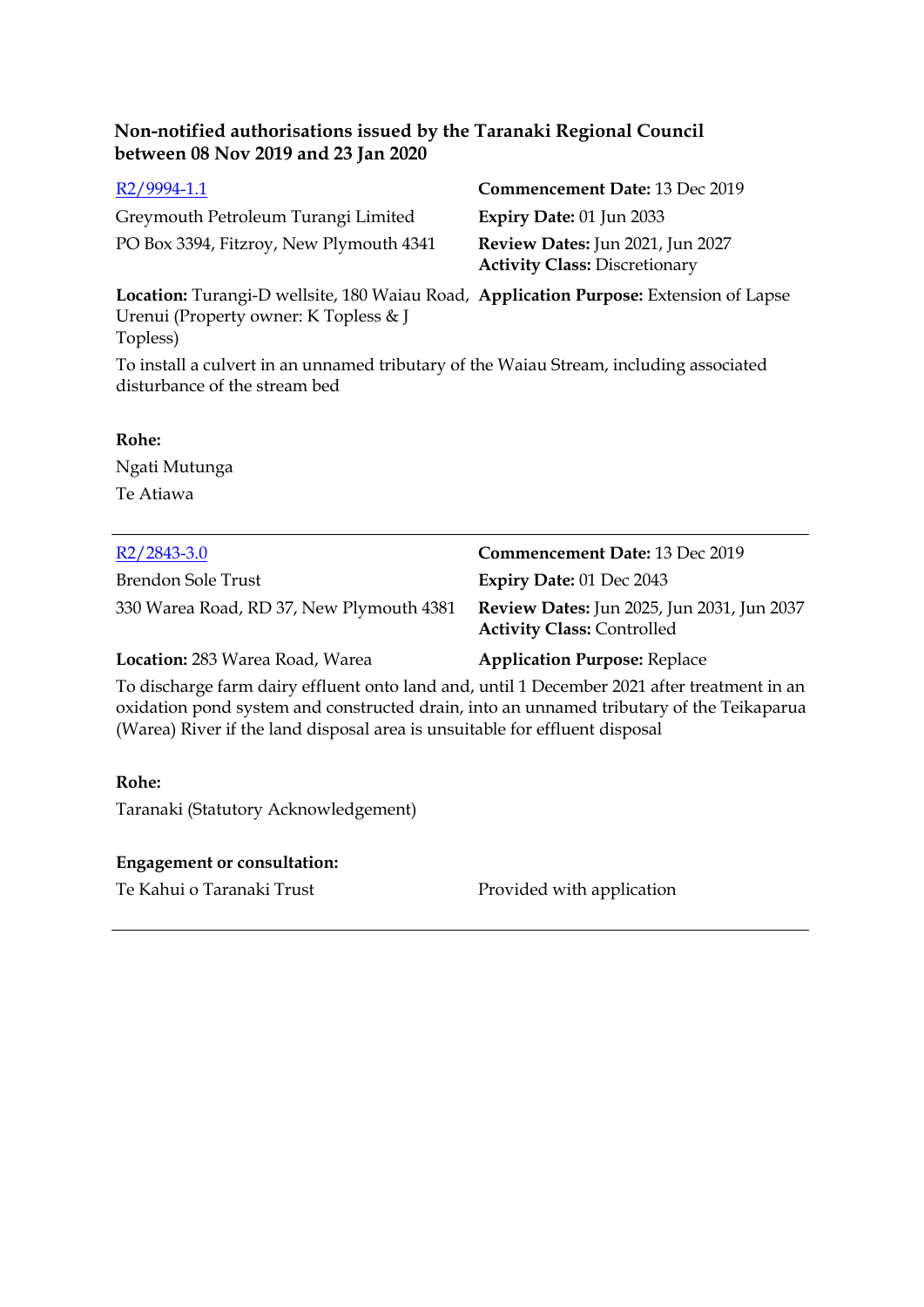**Non-notified authorisations issued by the Taranaki Regional Council between 08 Nov 2019 and 23 Jan 2020**

[R2/9994-1.1]

Greymouth Petroleum Turangi Limited

PO Box 3394, Fitzroy, New Plymouth 4341

**Commencement Date:** 13 Dec 2019

**Expiry Date:** 01 Jun 2033

**Review Dates:** Jun 2021, Jun 2027

**Activity Class:** Discretionary

**Location:** Turangi-D wellsite, 180 Waiau Road, Urenui (Property owner: K Topless & J Topless)

**Application Purpose:** Extension of Lapse

To install a culvert in an unnamed tributary of the Waiau Stream, including associated disturbance of the stream bed

**Rohe:**

Ngati Mutunga

Te Atiawa

---

[R2/2843-3.0]

Brendon Sole Trust

330 Warea Road, RD 37, New Plymouth 4381

**Commencement Date:** 13 Dec 2019

**Expiry Date:** 01 Dec 2043

**Review Dates:** Jun 2025, Jun 2031, Jun 2037

**Activity Class:** Controlled

**Location:** 283 Warea Road, Warea

**Application Purpose:** Replace

To discharge farm dairy effluent onto land and, until 1 December 2021 after treatment in an oxidation pond system and constructed drain, into an unnamed tributary of the Teikaparua (Warea) River if the land disposal area is unsuitable for effluent disposal

**Rohe:**

Taranaki (Statutory Acknowledgement)

**Engagement or consultation:**

| | |
|---|---|
| Te Kahui o Taranaki Trust | Provided with application |

---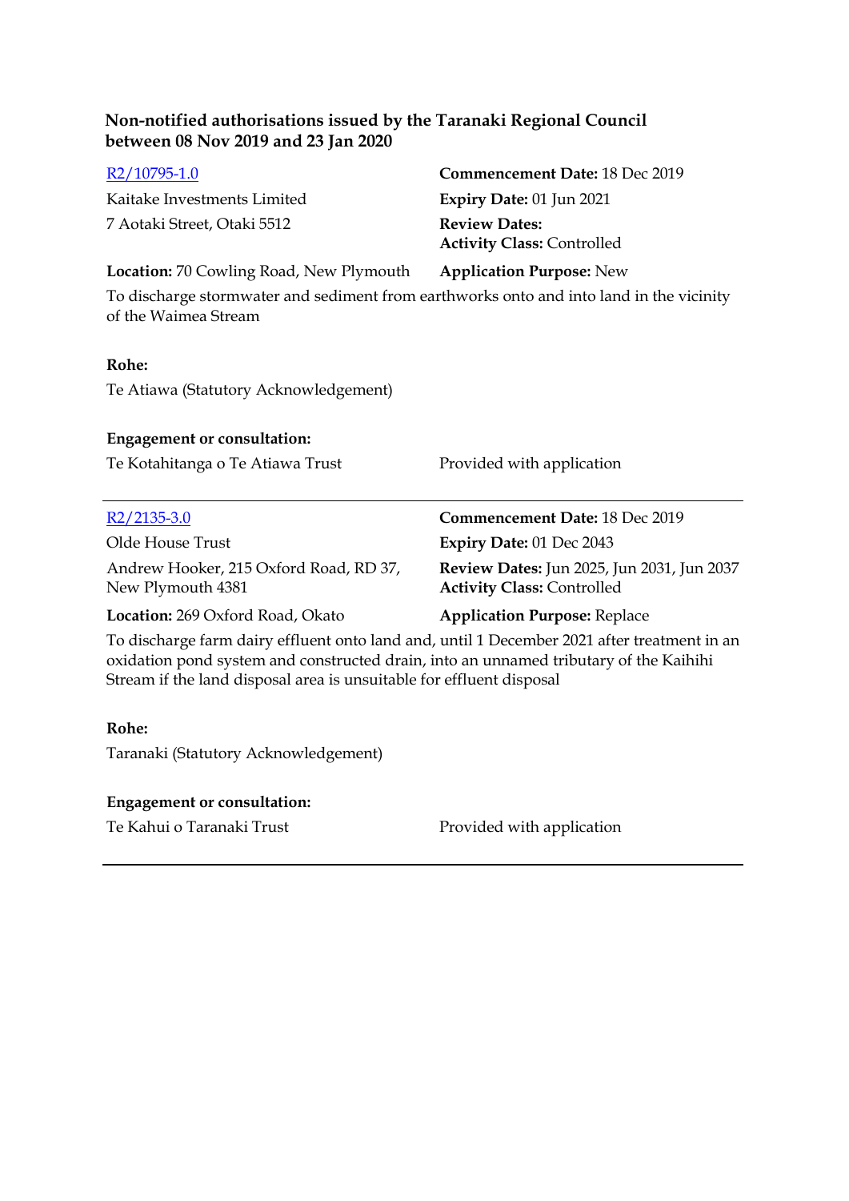**Non-notified authorisations issued by the Taranaki Regional Council between 08 Nov 2019 and 23 Jan 2020**

| | |
|---|---|
| [R2/10795-1.0]() | **Commencement Date:** 18 Dec 2019 |
| Kaitake Investments Limited | **Expiry Date:** 01 Jun 2021 |
| 7 Aotaki Street, Otaki 5512 | **Review Dates:** |
| | **Activity Class:** Controlled |
| **Location:** 70 Cowling Road, New Plymouth | **Application Purpose:** New |

To discharge stormwater and sediment from earthworks onto and into land in the vicinity of the Waimea Stream

**Rohe:**

Te Atiawa (Statutory Acknowledgement)

**Engagement or consultation:**

| | |
|---|---|
| Te Kotahitanga o Te Atiawa Trust | Provided with application |

---

| | |
|---|---|
| [R2/2135-3.0]() | **Commencement Date:** 18 Dec 2019 |
| Olde House Trust | **Expiry Date:** 01 Dec 2043 |
| Andrew Hooker, 215 Oxford Road, RD 37, New Plymouth 4381 | **Review Dates:** Jun 2025, Jun 2031, Jun 2037 |
| | **Activity Class:** Controlled |
| **Location:** 269 Oxford Road, Okato | **Application Purpose:** Replace |

To discharge farm dairy effluent onto land and, until 1 December 2021 after treatment in an oxidation pond system and constructed drain, into an unnamed tributary of the Kaihihi Stream if the land disposal area is unsuitable for effluent disposal

**Rohe:**

Taranaki (Statutory Acknowledgement)

**Engagement or consultation:**

| | |
|---|---|
| Te Kahui o Taranaki Trust | Provided with application |

---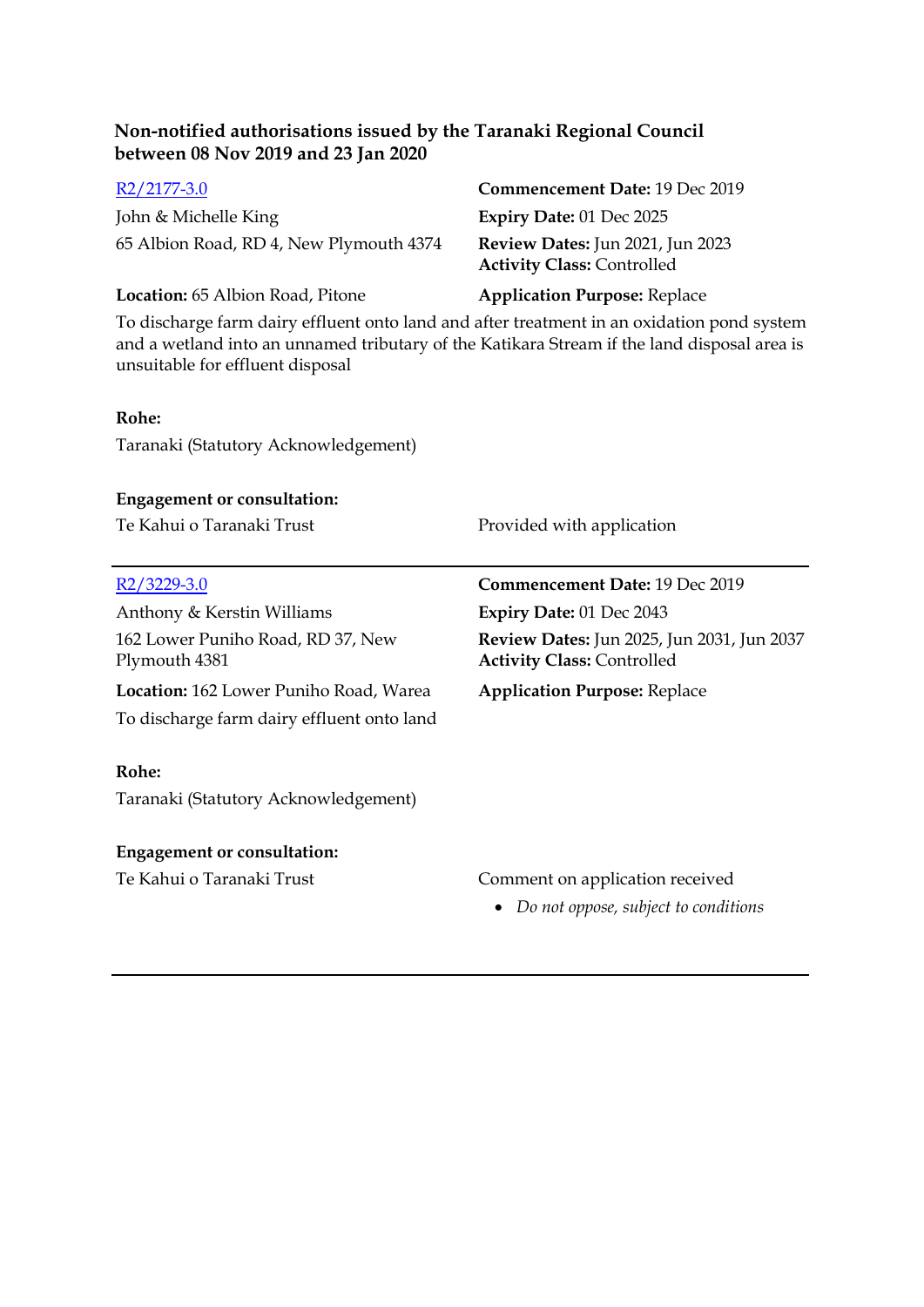### Non-notified authorisations issued by the Taranaki Regional Council between 08 Nov 2019 and 23 Jan 2020

[R2/2177-3.0]

John & Michelle King
65 Albion Road, RD 4, New Plymouth 4374

**Commencement Date:** 19 Dec 2019
**Expiry Date:** 01 Dec 2025
**Review Dates:** Jun 2021, Jun 2023
**Activity Class:** Controlled

**Location:** 65 Albion Road, Pitone
**Application Purpose:** Replace

To discharge farm dairy effluent onto land and after treatment in an oxidation pond system and a wetland into an unnamed tributary of the Katikara Stream if the land disposal area is unsuitable for effluent disposal

**Rohe:**
Taranaki (Statutory Acknowledgement)

**Engagement or consultation:**
Te Kahui o Taranaki Trust — Provided with application

---

[R2/3229-3.0]

Anthony & Kerstin Williams
162 Lower Puniho Road, RD 37, New Plymouth 4381

**Commencement Date:** 19 Dec 2019
**Expiry Date:** 01 Dec 2043
**Review Dates:** Jun 2025, Jun 2031, Jun 2037
**Activity Class:** Controlled

**Location:** 162 Lower Puniho Road, Warea
**Application Purpose:** Replace

To discharge farm dairy effluent onto land

**Rohe:**
Taranaki (Statutory Acknowledgement)

**Engagement or consultation:**
Te Kahui o Taranaki Trust — Comment on application received

- *Do not oppose, subject to conditions*

---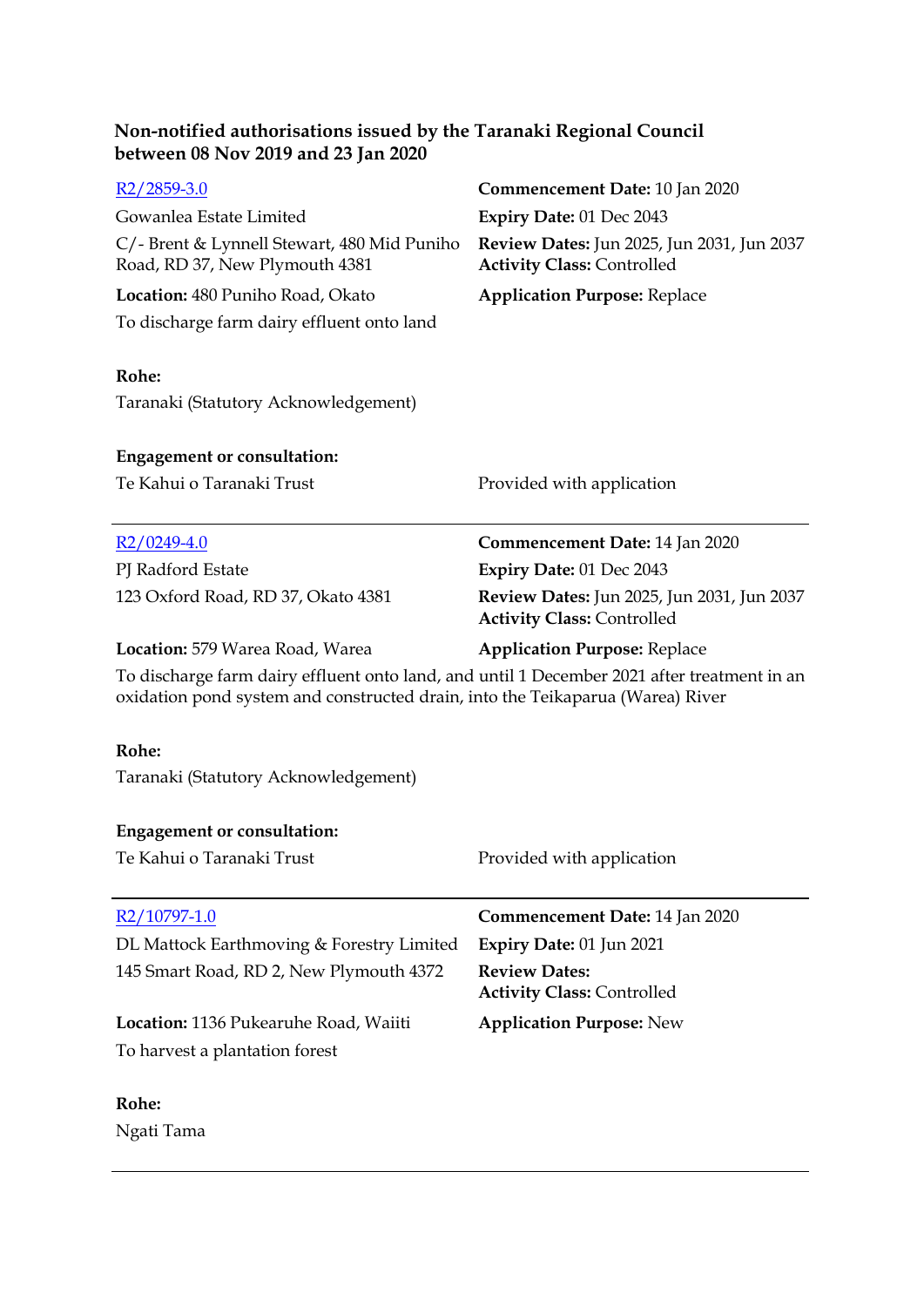**Non-notified authorisations issued by the Taranaki Regional Council between 08 Nov 2019 and 23 Jan 2020**

[R2/2859-3.0](R2/2859-3.0)

Gowanlea Estate Limited

C/- Brent & Lynnell Stewart, 480 Mid Puniho Road, RD 37, New Plymouth 4381

**Location:** 480 Puniho Road, Okato

To discharge farm dairy effluent onto land

**Commencement Date:** 10 Jan 2020
**Expiry Date:** 01 Dec 2043
**Review Dates:** Jun 2025, Jun 2031, Jun 2037
**Activity Class:** Controlled
**Application Purpose:** Replace

**Rohe:**
Taranaki (Statutory Acknowledgement)

**Engagement or consultation:**

| | |
|---|---|
| Te Kahui o Taranaki Trust | Provided with application |

---

[R2/0249-4.0](R2/0249-4.0)

PJ Radford Estate

123 Oxford Road, RD 37, Okato 4381

**Location:** 579 Warea Road, Warea

**Commencement Date:** 14 Jan 2020
**Expiry Date:** 01 Dec 2043
**Review Dates:** Jun 2025, Jun 2031, Jun 2037
**Activity Class:** Controlled
**Application Purpose:** Replace

To discharge farm dairy effluent onto land, and until 1 December 2021 after treatment in an oxidation pond system and constructed drain, into the Teikaparua (Warea) River

**Rohe:**
Taranaki (Statutory Acknowledgement)

**Engagement or consultation:**

| | |
|---|---|
| Te Kahui o Taranaki Trust | Provided with application |

---

[R2/10797-1.0](R2/10797-1.0)

DL Mattock Earthmoving & Forestry Limited

145 Smart Road, RD 2, New Plymouth 4372

**Location:** 1136 Pukearuhe Road, Waiiti

To harvest a plantation forest

**Commencement Date:** 14 Jan 2020
**Expiry Date:** 01 Jun 2021
**Review Dates:**
**Activity Class:** Controlled
**Application Purpose:** New

**Rohe:**
Ngati Tama

---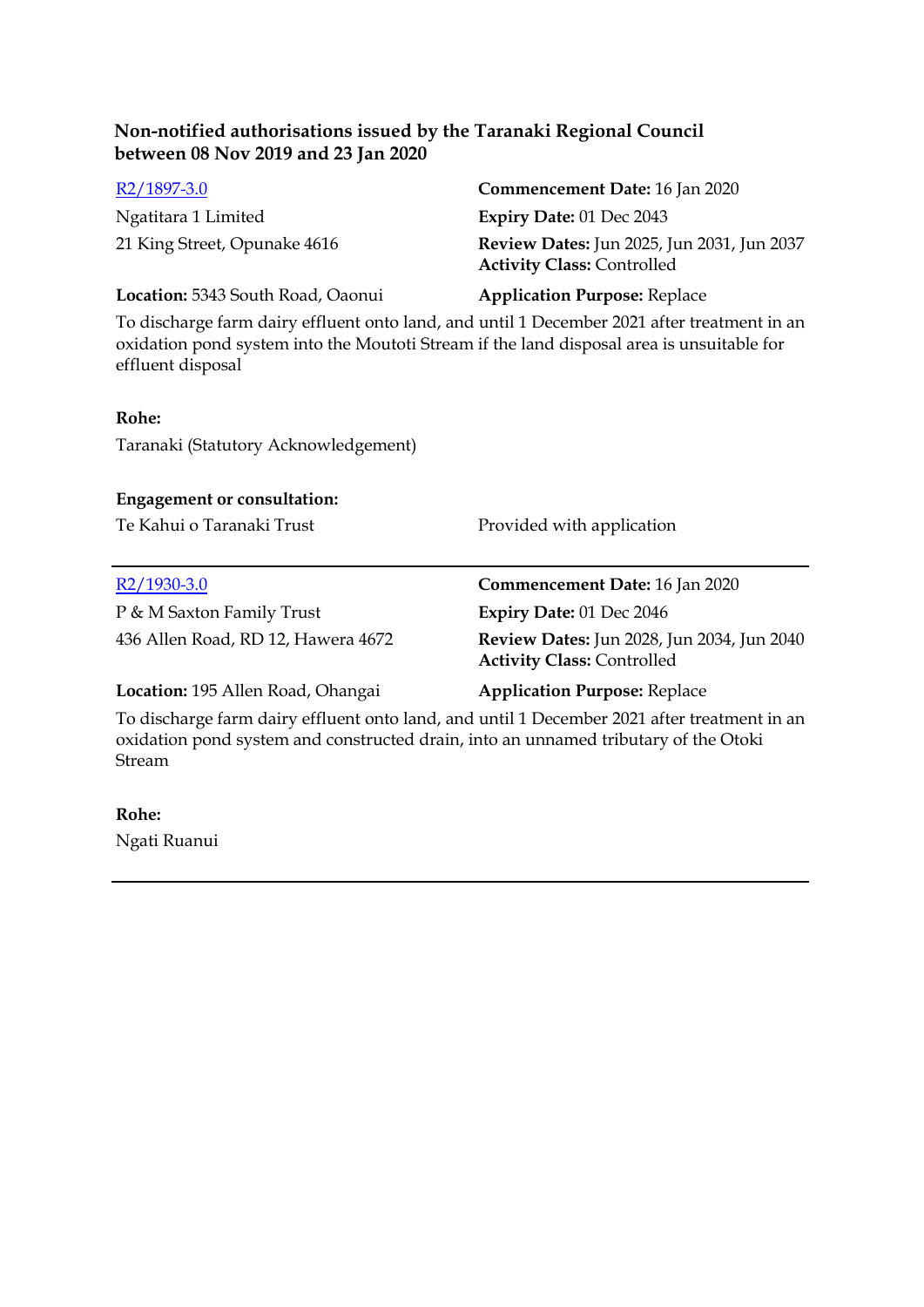**Non-notified authorisations issued by the Taranaki Regional Council between 08 Nov 2019 and 23 Jan 2020**

R2/1897-3.0

Ngatitara 1 Limited
21 King Street, Opunake 4616

**Commencement Date:** 16 Jan 2020
**Expiry Date:** 01 Dec 2043
**Review Dates:** Jun 2025, Jun 2031, Jun 2037
**Activity Class:** Controlled

**Location:** 5343 South Road, Oaonui

**Application Purpose:** Replace

To discharge farm dairy effluent onto land, and until 1 December 2021 after treatment in an oxidation pond system into the Moutoti Stream if the land disposal area is unsuitable for effluent disposal

**Rohe:**
Taranaki (Statutory Acknowledgement)

**Engagement or consultation:**

| | |
|---|---|
| Te Kahui o Taranaki Trust | Provided with application |

---

R2/1930-3.0

P & M Saxton Family Trust
436 Allen Road, RD 12, Hawera 4672

**Commencement Date:** 16 Jan 2020
**Expiry Date:** 01 Dec 2046
**Review Dates:** Jun 2028, Jun 2034, Jun 2040
**Activity Class:** Controlled

**Location:** 195 Allen Road, Ohangai

**Application Purpose:** Replace

To discharge farm dairy effluent onto land, and until 1 December 2021 after treatment in an oxidation pond system and constructed drain, into an unnamed tributary of the Otoki Stream

**Rohe:**
Ngati Ruanui

---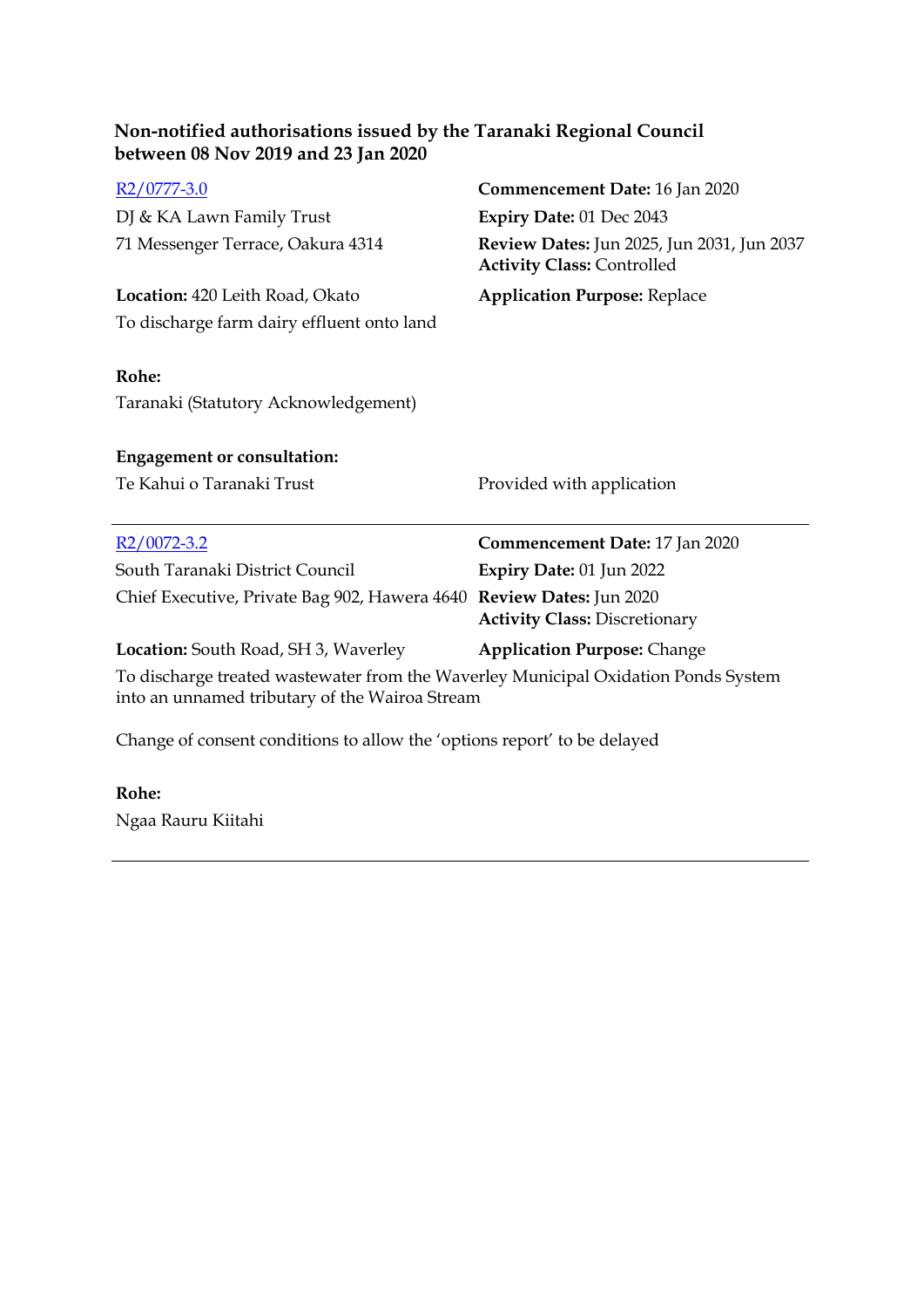### Non-notified authorisations issued by the Taranaki Regional Council between 08 Nov 2019 and 23 Jan 2020

[R2/0777-3.0]

DJ & KA Lawn Family Trust
71 Messenger Terrace, Oakura 4314

**Commencement Date:** 16 Jan 2020
**Expiry Date:** 01 Dec 2043
**Review Dates:** Jun 2025, Jun 2031, Jun 2037
**Activity Class:** Controlled

**Location:** 420 Leith Road, Okato
**Application Purpose:** Replace

To discharge farm dairy effluent onto land

**Rohe:**
Taranaki (Statutory Acknowledgement)

**Engagement or consultation:**

Te Kahui o Taranaki Trust — Provided with application

---

[R2/0072-3.2]

South Taranaki District Council
Chief Executive, Private Bag 902, Hawera 4640

**Commencement Date:** 17 Jan 2020
**Expiry Date:** 01 Jun 2022
**Review Dates:** Jun 2020
**Activity Class:** Discretionary

**Location:** South Road, SH 3, Waverley
**Application Purpose:** Change

To discharge treated wastewater from the Waverley Municipal Oxidation Ponds System into an unnamed tributary of the Wairoa Stream

Change of consent conditions to allow the 'options report' to be delayed

**Rohe:**
Ngaa Rauru Kiitahi

---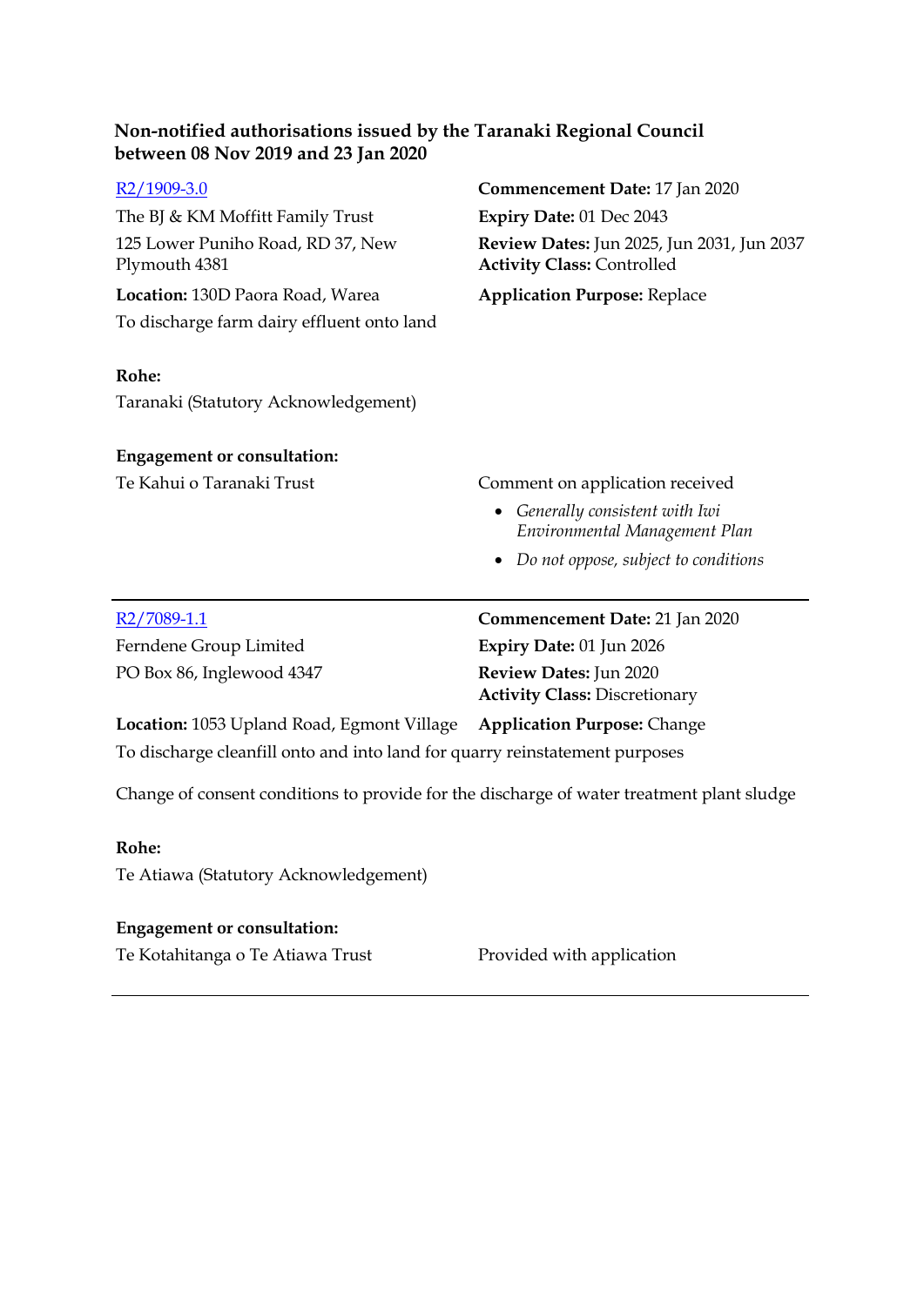**Non-notified authorisations issued by the Taranaki Regional Council between 08 Nov 2019 and 23 Jan 2020**

R2/1909-3.0

The BJ & KM Moffitt Family Trust
125 Lower Puniho Road, RD 37, New Plymouth 4381

**Commencement Date:** 17 Jan 2020
**Expiry Date:** 01 Dec 2043
**Review Dates:** Jun 2025, Jun 2031, Jun 2037
**Activity Class:** Controlled

**Location:** 130D Paora Road, Warea

**Application Purpose:** Replace

To discharge farm dairy effluent onto land

**Rohe:**
Taranaki (Statutory Acknowledgement)

**Engagement or consultation:**

Te Kahui o Taranaki Trust — Comment on application received

- *Generally consistent with Iwi Environmental Management Plan*
- *Do not oppose, subject to conditions*

---

R2/7089-1.1

Ferndene Group Limited
PO Box 86, Inglewood 4347

**Commencement Date:** 21 Jan 2020
**Expiry Date:** 01 Jun 2026
**Review Dates:** Jun 2020
**Activity Class:** Discretionary

**Location:** 1053 Upland Road, Egmont Village

**Application Purpose:** Change

To discharge cleanfill onto and into land for quarry reinstatement purposes

Change of consent conditions to provide for the discharge of water treatment plant sludge

**Rohe:**
Te Atiawa (Statutory Acknowledgement)

**Engagement or consultation:**

Te Kotahitanga o Te Atiawa Trust — Provided with application

---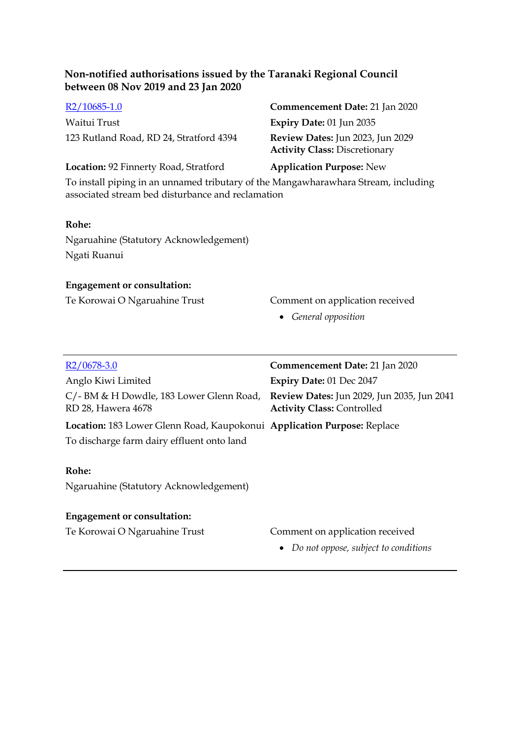**Non-notified authorisations issued by the Taranaki Regional Council between 08 Nov 2019 and 23 Jan 2020**

[R2/10685-1.0](R2/10685-1.0)
Waitui Trust
123 Rutland Road, RD 24, Stratford 4394

**Commencement Date:** 21 Jan 2020
**Expiry Date:** 01 Jun 2035
**Review Dates:** Jun 2023, Jun 2029
**Activity Class:** Discretionary

**Location:** 92 Finnerty Road, Stratford
**Application Purpose:** New

To install piping in an unnamed tributary of the Mangawharawhara Stream, including associated stream bed disturbance and reclamation

**Rohe:**

Ngaruahine (Statutory Acknowledgement)

Ngati Ruanui

**Engagement or consultation:**

Te Korowai O Ngaruahine Trust — Comment on application received

- *General opposition*

---

[R2/0678-3.0](R2/0678-3.0)
Anglo Kiwi Limited
C/- BM & H Dowdle, 183 Lower Glenn Road, RD 28, Hawera 4678

**Commencement Date:** 21 Jan 2020
**Expiry Date:** 01 Dec 2047
**Review Dates:** Jun 2029, Jun 2035, Jun 2041
**Activity Class:** Controlled

**Location:** 183 Lower Glenn Road, Kaupokonui
**Application Purpose:** Replace

To discharge farm dairy effluent onto land

**Rohe:**

Ngaruahine (Statutory Acknowledgement)

**Engagement or consultation:**

Te Korowai O Ngaruahine Trust — Comment on application received

- *Do not oppose, subject to conditions*

---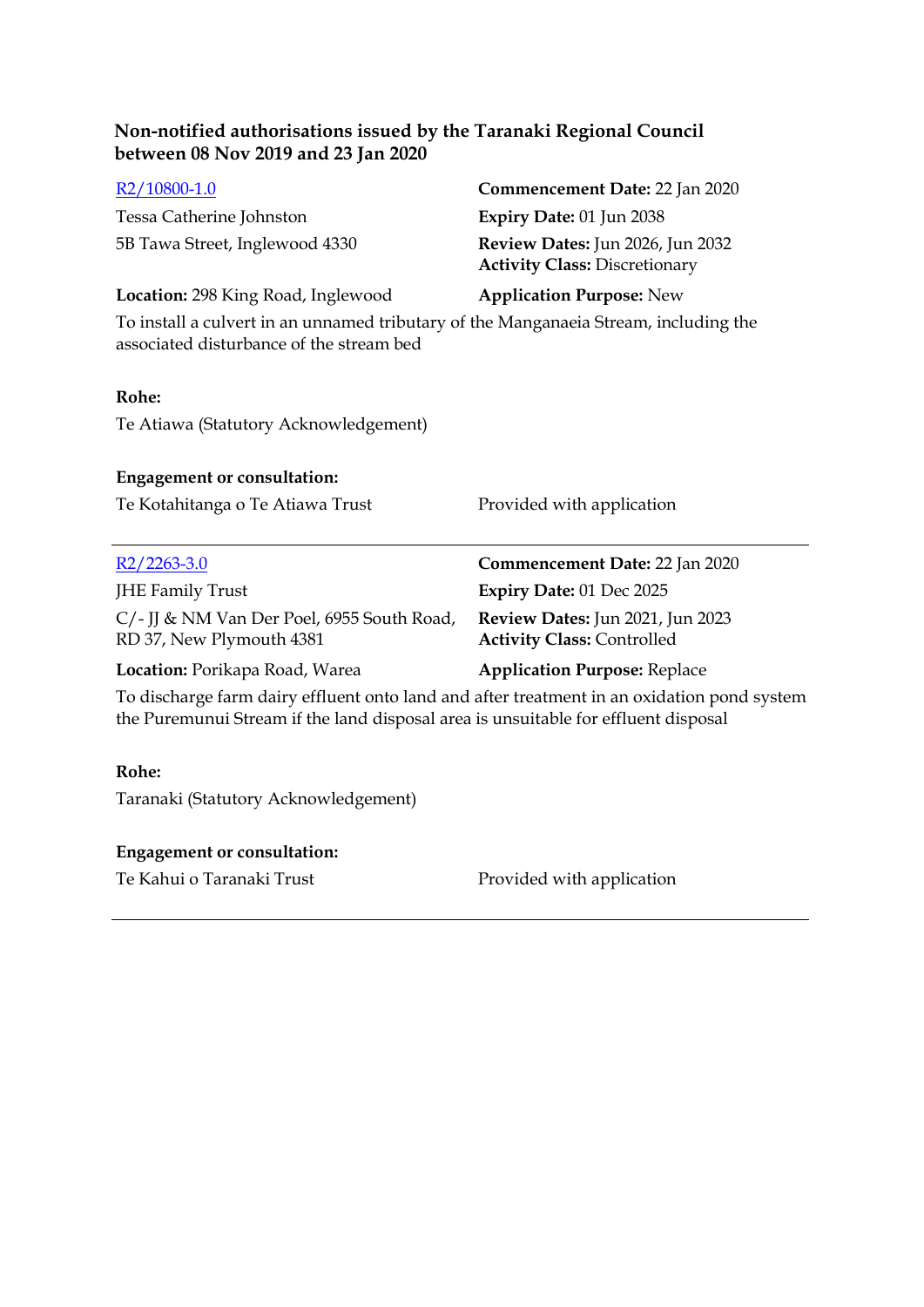**Non-notified authorisations issued by the Taranaki Regional Council between 08 Nov 2019 and 23 Jan 2020**

R2/10800-1.0
Tessa Catherine Johnston
5B Tawa Street, Inglewood 4330

**Commencement Date:** 22 Jan 2020
**Expiry Date:** 01 Jun 2038
**Review Dates:** Jun 2026, Jun 2032
**Activity Class:** Discretionary

**Location:** 298 King Road, Inglewood
**Application Purpose:** New

To install a culvert in an unnamed tributary of the Manganaeia Stream, including the associated disturbance of the stream bed

**Rohe:**

Te Atiawa (Statutory Acknowledgement)

**Engagement or consultation:**

Te Kotahitanga o Te Atiawa Trust — Provided with application

---

R2/2263-3.0
JHE Family Trust
C/- JJ & NM Van Der Poel, 6955 South Road, RD 37, New Plymouth 4381

**Commencement Date:** 22 Jan 2020
**Expiry Date:** 01 Dec 2025
**Review Dates:** Jun 2021, Jun 2023
**Activity Class:** Controlled

**Location:** Porikapa Road, Warea
**Application Purpose:** Replace

To discharge farm dairy effluent onto land and after treatment in an oxidation pond system the Puremunui Stream if the land disposal area is unsuitable for effluent disposal

**Rohe:**

Taranaki (Statutory Acknowledgement)

**Engagement or consultation:**

Te Kahui o Taranaki Trust — Provided with application

---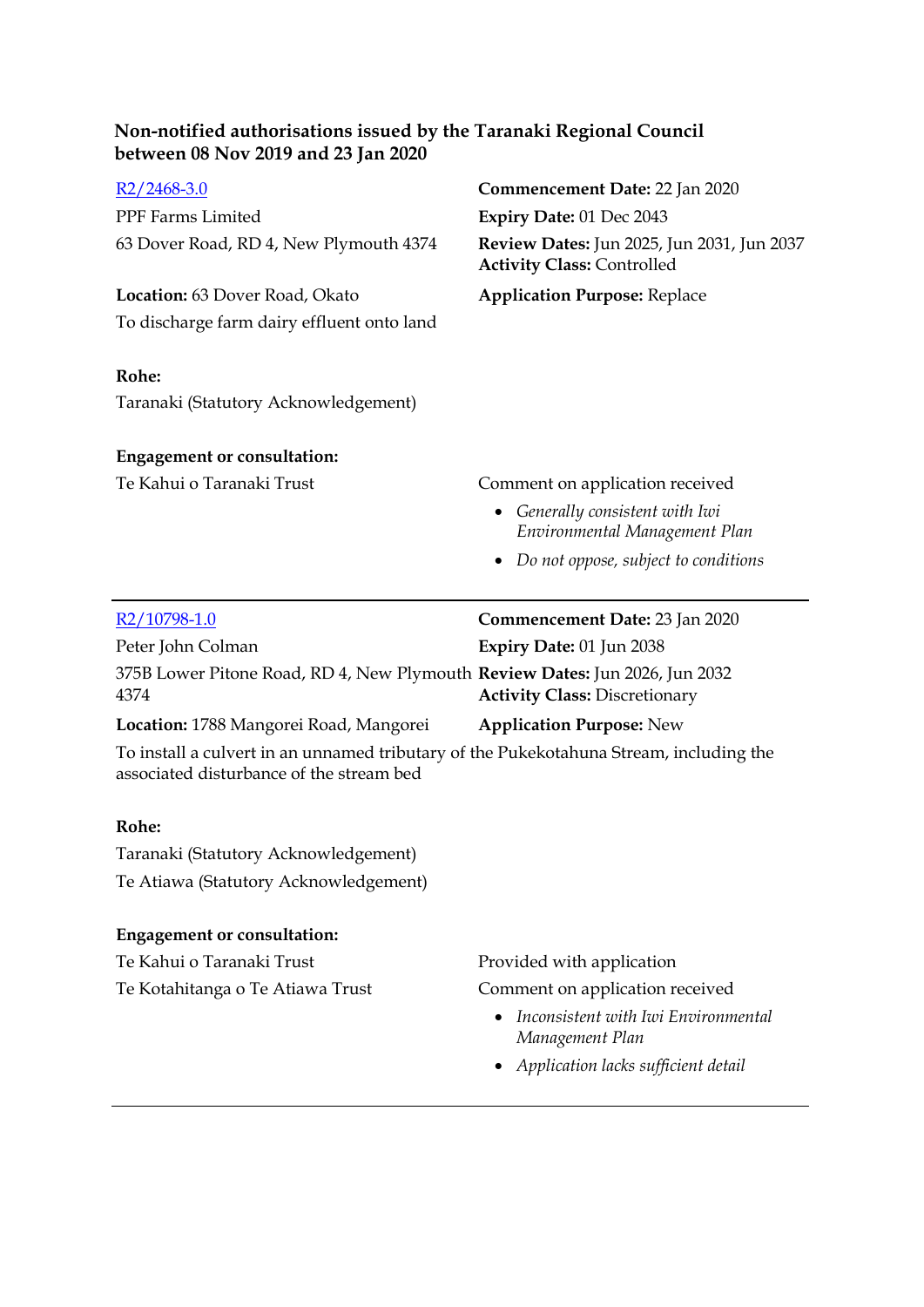## Non-notified authorisations issued by the Taranaki Regional Council between 08 Nov 2019 and 23 Jan 2020

[R2/2468-3.0]

PPF Farms Limited

63 Dover Road, RD 4, New Plymouth 4374

**Commencement Date:** 22 Jan 2020

**Expiry Date:** 01 Dec 2043

**Review Dates:** Jun 2025, Jun 2031, Jun 2037

**Activity Class:** Controlled

**Location:** 63 Dover Road, Okato

**Application Purpose:** Replace

To discharge farm dairy effluent onto land

**Rohe:**

Taranaki (Statutory Acknowledgement)

**Engagement or consultation:**

Te Kahui o Taranaki Trust — Comment on application received

- *Generally consistent with Iwi Environmental Management Plan*
- *Do not oppose, subject to conditions*

---

[R2/10798-1.0]

Peter John Colman

375B Lower Pitone Road, RD 4, New Plymouth 4374

**Commencement Date:** 23 Jan 2020

**Expiry Date:** 01 Jun 2038

**Review Dates:** Jun 2026, Jun 2032

**Activity Class:** Discretionary

**Location:** 1788 Mangorei Road, Mangorei

**Application Purpose:** New

To install a culvert in an unnamed tributary of the Pukekotahuna Stream, including the associated disturbance of the stream bed

**Rohe:**

Taranaki (Statutory Acknowledgement)

Te Atiawa (Statutory Acknowledgement)

**Engagement or consultation:**

Te Kahui o Taranaki Trust — Provided with application

Te Kotahitanga o Te Atiawa Trust — Comment on application received

- *Inconsistent with Iwi Environmental Management Plan*
- *Application lacks sufficient detail*

---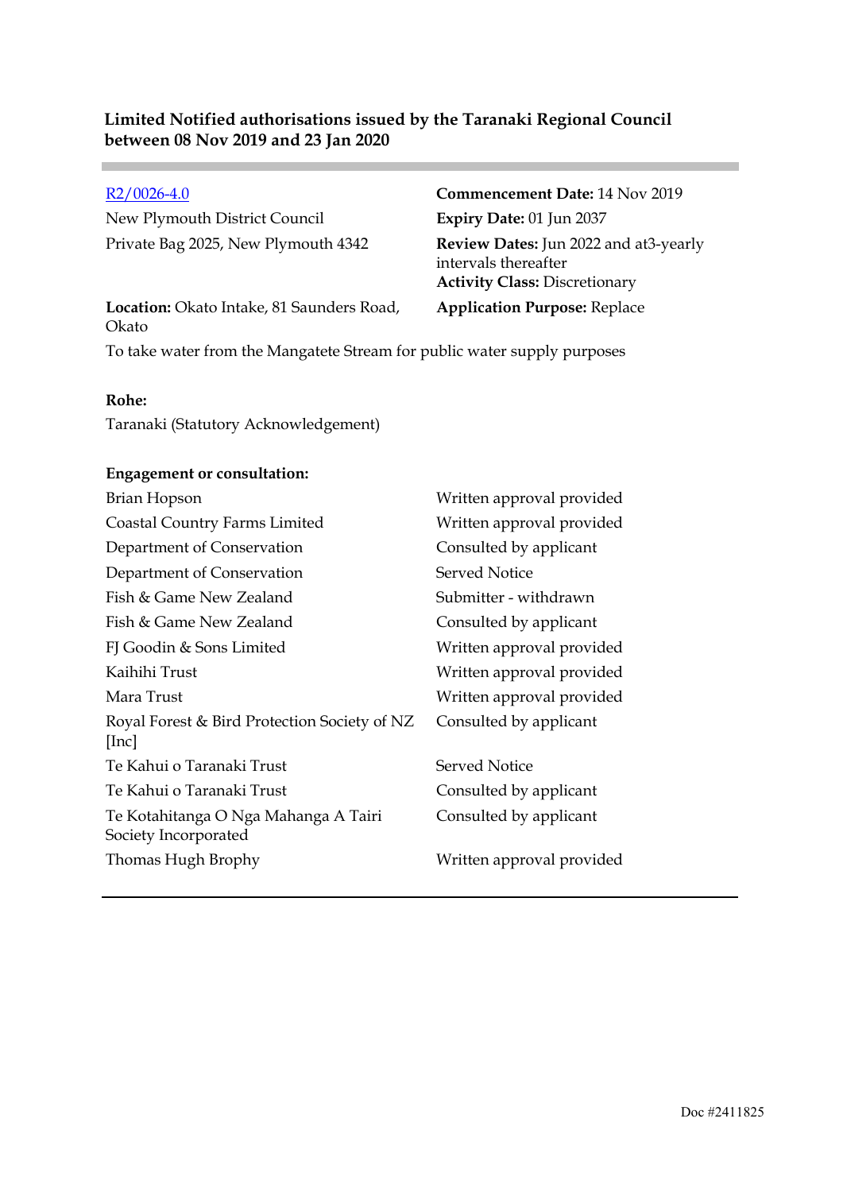### Limited Notified authorisations issued by the Taranaki Regional Council between 08 Nov 2019 and 23 Jan 2020

---

| | |
|---|---|
| R2/0026-4.0 | **Commencement Date:** 14 Nov 2019 |
| New Plymouth District Council | **Expiry Date:** 01 Jun 2037 |
| Private Bag 2025, New Plymouth 4342 | **Review Dates:** Jun 2022 and at3-yearly intervals thereafter |
| | **Activity Class:** Discretionary |
| **Location:** Okato Intake, 81 Saunders Road, Okato | **Application Purpose:** Replace |

To take water from the Mangatete Stream for public water supply purposes

**Rohe:**

Taranaki (Statutory Acknowledgement)

**Engagement or consultation:**

| | |
|---|---|
| Brian Hopson | Written approval provided |
| Coastal Country Farms Limited | Written approval provided |
| Department of Conservation | Consulted by applicant |
| Department of Conservation | Served Notice |
| Fish & Game New Zealand | Submitter - withdrawn |
| Fish & Game New Zealand | Consulted by applicant |
| FJ Goodin & Sons Limited | Written approval provided |
| Kaihihi Trust | Written approval provided |
| Mara Trust | Written approval provided |
| Royal Forest & Bird Protection Society of NZ [Inc] | Consulted by applicant |
| Te Kahui o Taranaki Trust | Served Notice |
| Te Kahui o Taranaki Trust | Consulted by applicant |
| Te Kotahitanga O Nga Mahanga A Tairi Society Incorporated | Consulted by applicant |
| Thomas Hugh Brophy | Written approval provided |

---

Doc #2411825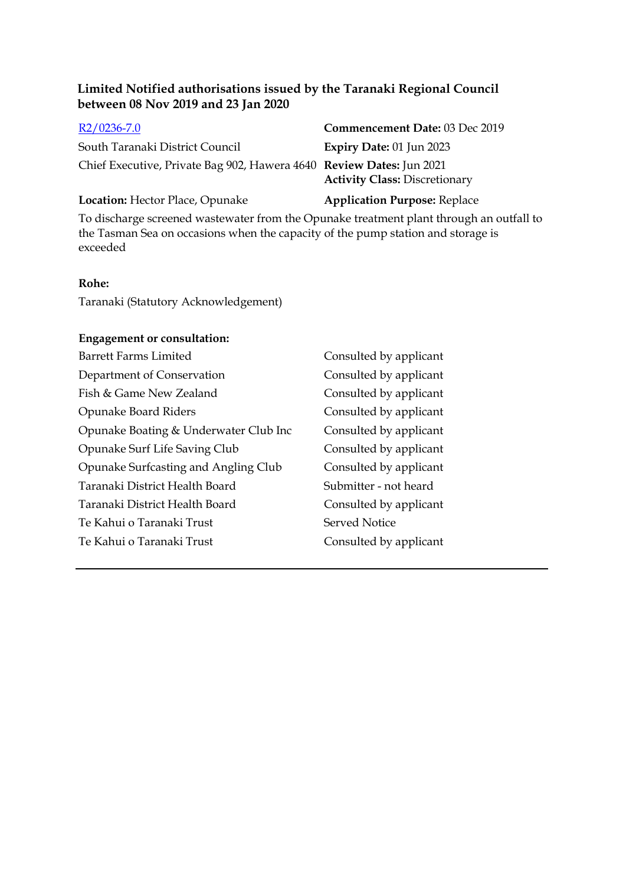**Limited Notified authorisations issued by the Taranaki Regional Council between 08 Nov 2019 and 23 Jan 2020**

| | |
|---|---|
| R2/0236-7.0 | **Commencement Date:** 03 Dec 2019 |
| South Taranaki District Council | **Expiry Date:** 01 Jun 2023 |
| Chief Executive, Private Bag 902, Hawera 4640 | **Review Dates:** Jun 2021<br>**Activity Class:** Discretionary |
| **Location:** Hector Place, Opunake | **Application Purpose:** Replace |

To discharge screened wastewater from the Opunake treatment plant through an outfall to the Tasman Sea on occasions when the capacity of the pump station and storage is exceeded

**Rohe:**

Taranaki (Statutory Acknowledgement)

**Engagement or consultation:**

| | |
|---|---|
| Barrett Farms Limited | Consulted by applicant |
| Department of Conservation | Consulted by applicant |
| Fish & Game New Zealand | Consulted by applicant |
| Opunake Board Riders | Consulted by applicant |
| Opunake Boating & Underwater Club Inc | Consulted by applicant |
| Opunake Surf Life Saving Club | Consulted by applicant |
| Opunake Surfcasting and Angling Club | Consulted by applicant |
| Taranaki District Health Board | Submitter - not heard |
| Taranaki District Health Board | Consulted by applicant |
| Te Kahui o Taranaki Trust | Served Notice |
| Te Kahui o Taranaki Trust | Consulted by applicant |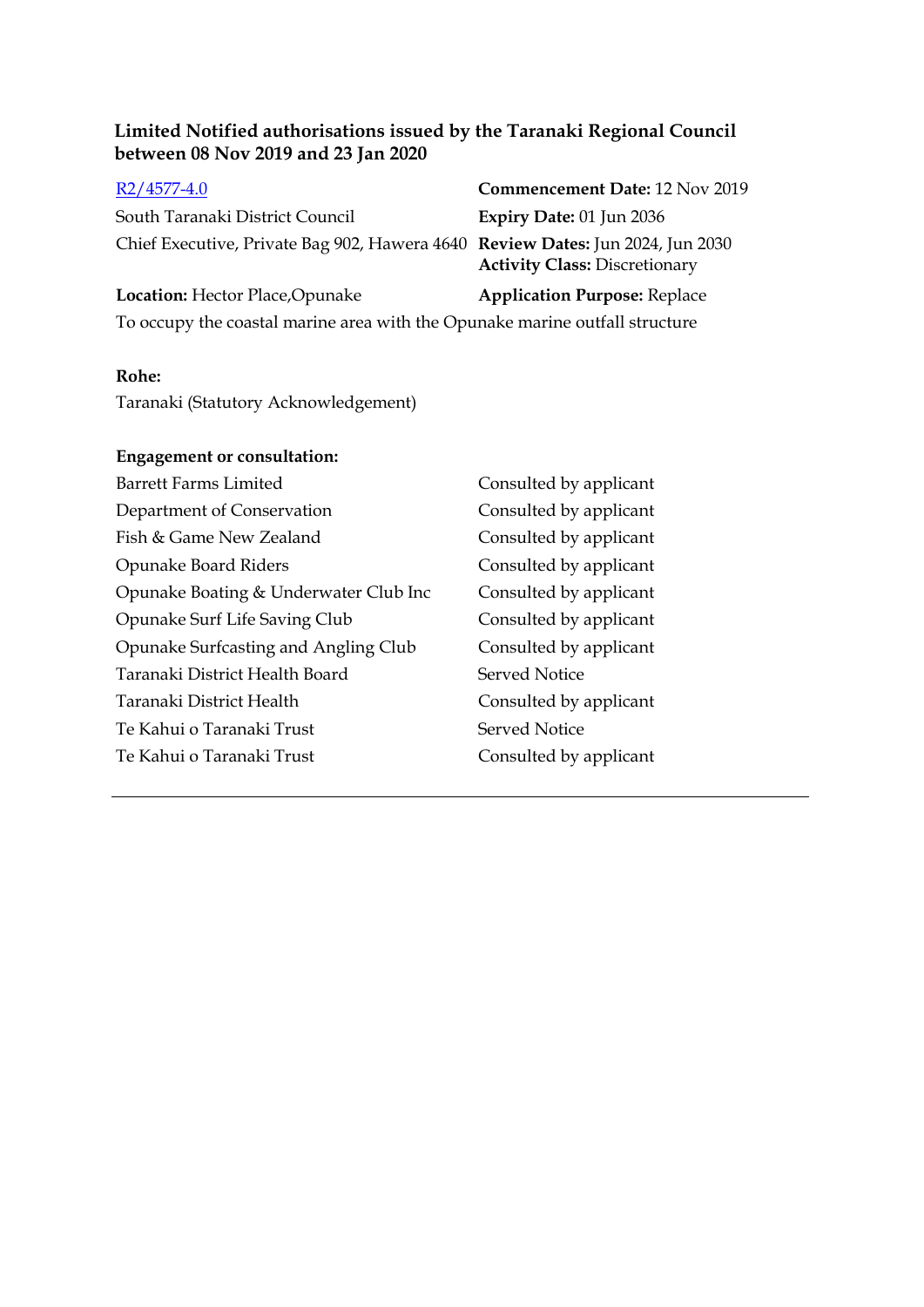### Limited Notified authorisations issued by the Taranaki Regional Council between 08 Nov 2019 and 23 Jan 2020

| | |
|---|---|
| R2/4577-4.0 | **Commencement Date:** 12 Nov 2019 |
| South Taranaki District Council | **Expiry Date:** 01 Jun 2036 |
| Chief Executive, Private Bag 902, Hawera 4640 | **Review Dates:** Jun 2024, Jun 2030<br>**Activity Class:** Discretionary |
| **Location:** Hector Place,Opunake | **Application Purpose:** Replace |

To occupy the coastal marine area with the Opunake marine outfall structure

**Rohe:**

Taranaki (Statutory Acknowledgement)

**Engagement or consultation:**

| | |
|---|---|
| Barrett Farms Limited | Consulted by applicant |
| Department of Conservation | Consulted by applicant |
| Fish & Game New Zealand | Consulted by applicant |
| Opunake Board Riders | Consulted by applicant |
| Opunake Boating & Underwater Club Inc | Consulted by applicant |
| Opunake Surf Life Saving Club | Consulted by applicant |
| Opunake Surfcasting and Angling Club | Consulted by applicant |
| Taranaki District Health Board | Served Notice |
| Taranaki District Health | Consulted by applicant |
| Te Kahui o Taranaki Trust | Served Notice |
| Te Kahui o Taranaki Trust | Consulted by applicant |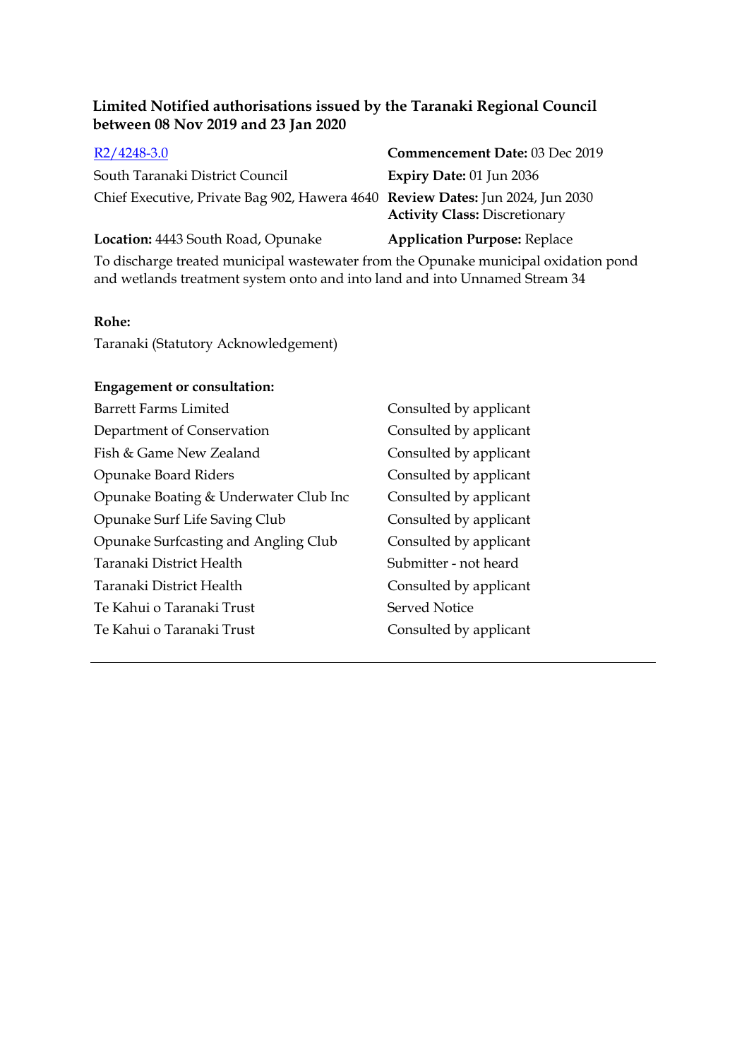## Limited Notified authorisations issued by the Taranaki Regional Council between 08 Nov 2019 and 23 Jan 2020

| | |
|---|---|
| [R2/4248-3.0] | **Commencement Date:** 03 Dec 2019 |
| South Taranaki District Council | **Expiry Date:** 01 Jun 2036 |
| Chief Executive, Private Bag 902, Hawera 4640 | **Review Dates:** Jun 2024, Jun 2030<br>**Activity Class:** Discretionary |
| **Location:** 4443 South Road, Opunake | **Application Purpose:** Replace |

To discharge treated municipal wastewater from the Opunake municipal oxidation pond and wetlands treatment system onto and into land and into Unnamed Stream 34

**Rohe:**

Taranaki (Statutory Acknowledgement)

**Engagement or consultation:**

| | |
|---|---|
| Barrett Farms Limited | Consulted by applicant |
| Department of Conservation | Consulted by applicant |
| Fish & Game New Zealand | Consulted by applicant |
| Opunake Board Riders | Consulted by applicant |
| Opunake Boating & Underwater Club Inc | Consulted by applicant |
| Opunake Surf Life Saving Club | Consulted by applicant |
| Opunake Surfcasting and Angling Club | Consulted by applicant |
| Taranaki District Health | Submitter - not heard |
| Taranaki District Health | Consulted by applicant |
| Te Kahui o Taranaki Trust | Served Notice |
| Te Kahui o Taranaki Trust | Consulted by applicant |